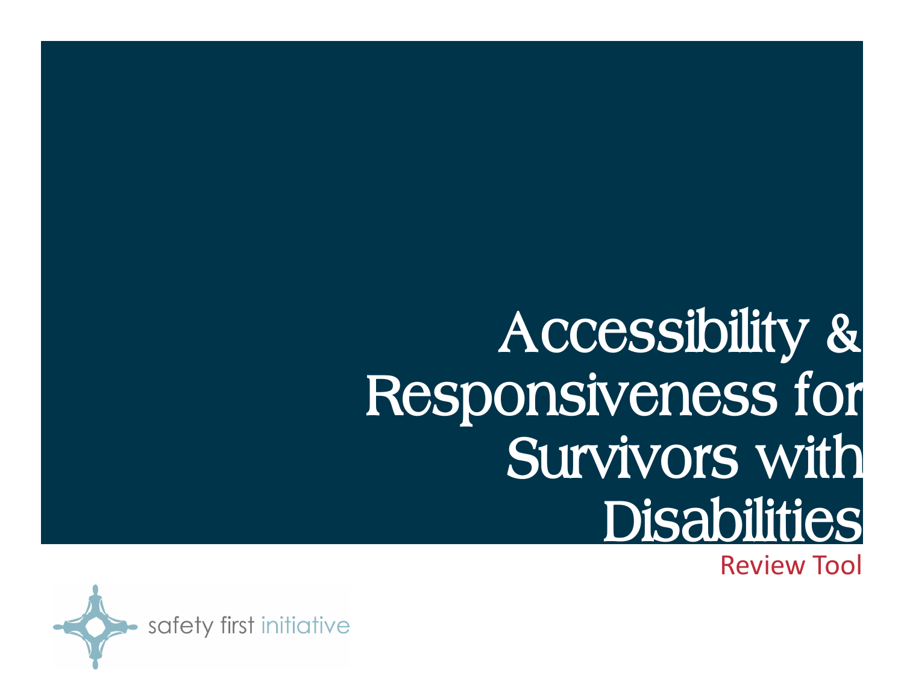# Accessibility & Responsiveness for Survivors with Disabilities

Review Tool

safety first initiative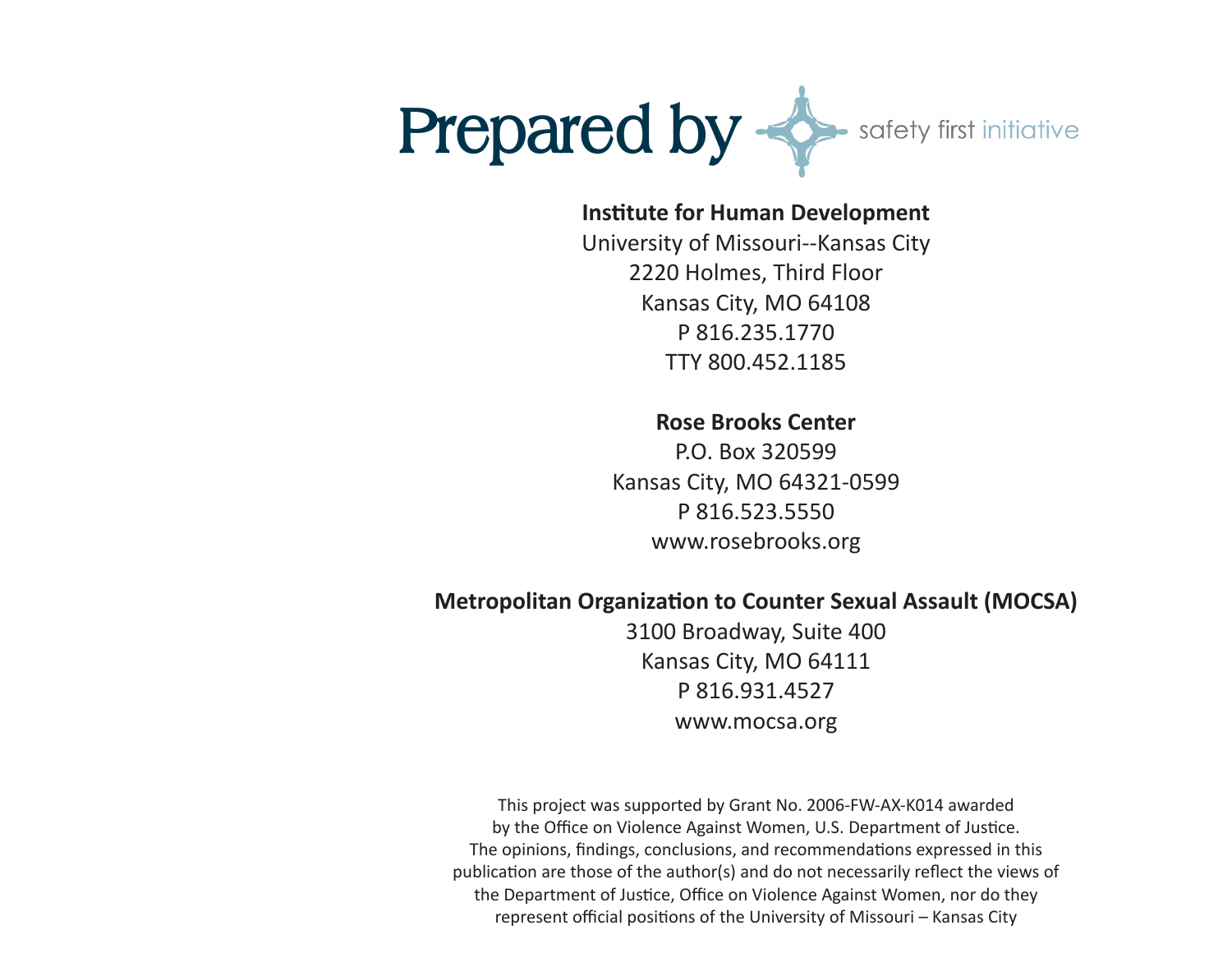# Prepared by

safety first initiative

**Institute for Human Development**
University of Missouri--Kansas City
2220 Holmes, Third Floor
Kansas City, MO 64108
P 816.235.1770
TTY 800.452.1185

**Rose Brooks Center**
P.O. Box 320599
Kansas City, MO 64321-0599
P 816.523.5550
www.rosebrooks.org

**Metropolitan Organization to Counter Sexual Assault (MOCSA)**
3100 Broadway, Suite 400
Kansas City, MO 64111
P 816.931.4527
www.mocsa.org

This project was supported by Grant No. 2006-FW-AX-K014 awarded by the Office on Violence Against Women, U.S. Department of Justice. The opinions, findings, conclusions, and recommendations expressed in this publication are those of the author(s) and do not necessarily reflect the views of the Department of Justice, Office on Violence Against Women, nor do they represent official positions of the University of Missouri – Kansas City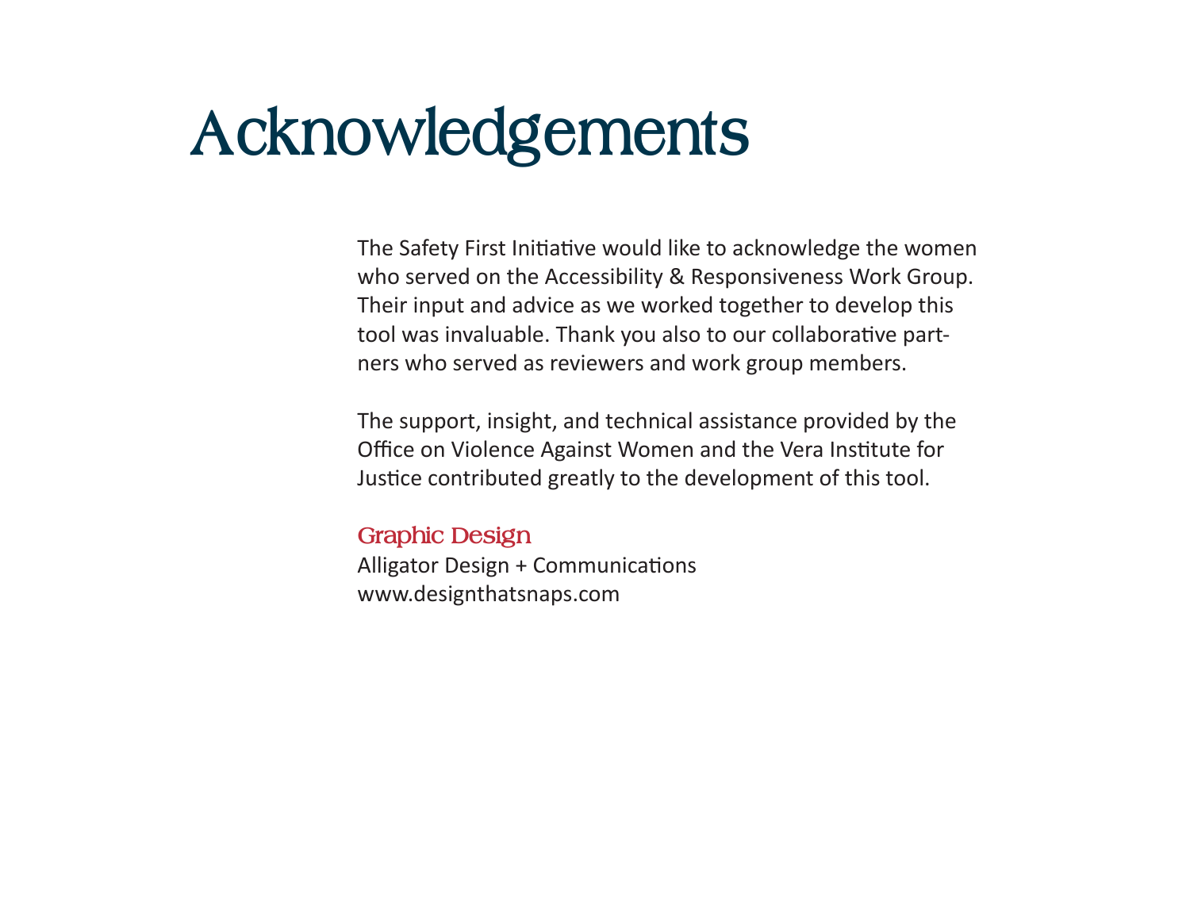# Acknowledgements

The Safety First Initiative would like to acknowledge the women who served on the Accessibility & Responsiveness Work Group. Their input and advice as we worked together to develop this tool was invaluable. Thank you also to our collaborative partners who served as reviewers and work group members.

The support, insight, and technical assistance provided by the Office on Violence Against Women and the Vera Institute for Justice contributed greatly to the development of this tool.

## Graphic Design

Alligator Design + Communications
www.designthatsnaps.com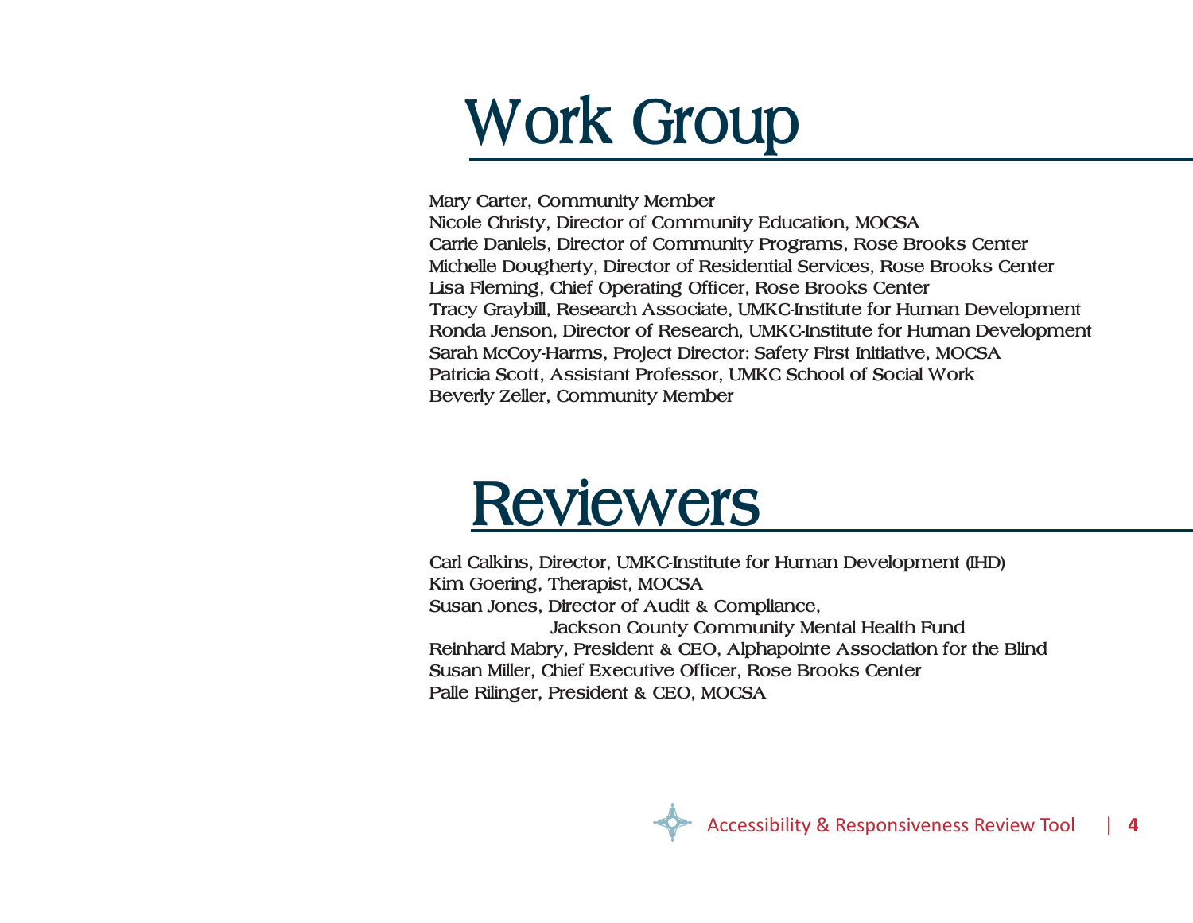# Work Group

Mary Carter, Community Member
Nicole Christy, Director of Community Education, MOCSA
Carrie Daniels, Director of Community Programs, Rose Brooks Center
Michelle Dougherty, Director of Residential Services, Rose Brooks Center
Lisa Fleming, Chief Operating Officer, Rose Brooks Center
Tracy Graybill, Research Associate, UMKC-Institute for Human Development
Ronda Jenson, Director of Research, UMKC-Institute for Human Development
Sarah McCoy-Harms, Project Director: Safety First Initiative, MOCSA
Patricia Scott, Assistant Professor, UMKC School of Social Work
Beverly Zeller, Community Member

# Reviewers

Carl Calkins, Director, UMKC-Institute for Human Development (IHD)
Kim Goering, Therapist, MOCSA
Susan Jones, Director of Audit & Compliance, Jackson County Community Mental Health Fund
Reinhard Mabry, President & CEO, Alphapointe Association for the Blind
Susan Miller, Chief Executive Officer, Rose Brooks Center
Palle Rilinger, President & CEO, MOCSA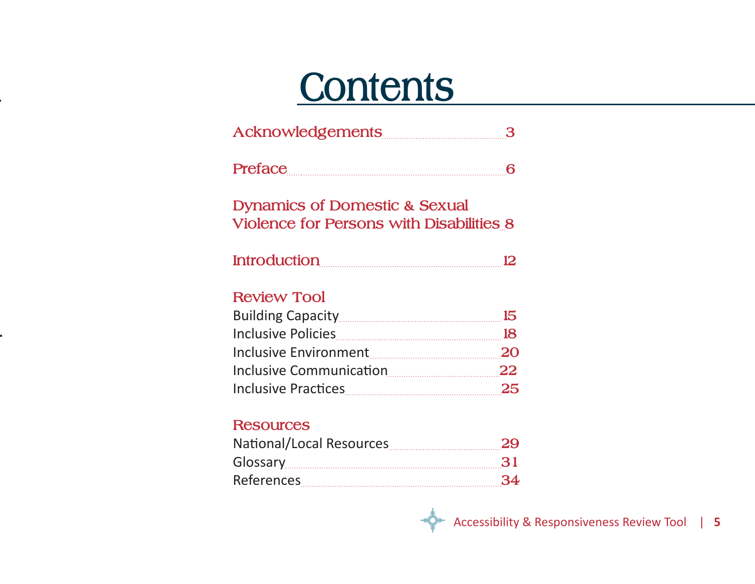# Contents

Acknowledgements .................... 3

Preface .................... 6

Dynamics of Domestic & Sexual Violence for Persons with Disabilities .................... 8

Introduction .................... 12

**Review Tool**

- Building Capacity .................... 15
- Inclusive Policies .................... 18
- Inclusive Environment .................... 20
- Inclusive Communication .................... 22
- Inclusive Practices .................... 25

**Resources**

- National/Local Resources .................... 29
- Glossary .................... 31
- References .................... 34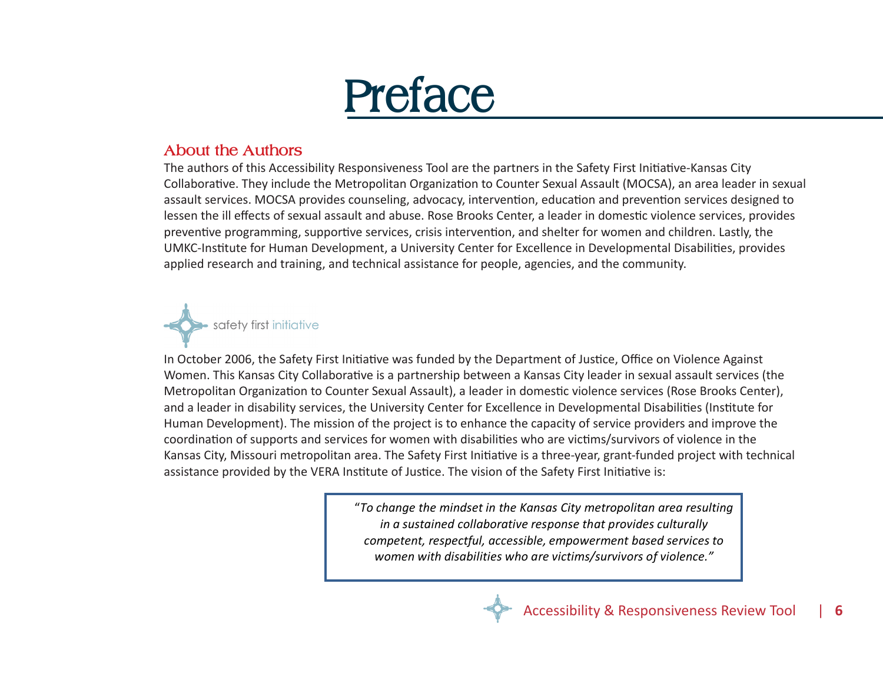# Preface

## About the Authors

The authors of this Accessibility Responsiveness Tool are the partners in the Safety First Initiative-Kansas City Collaborative. They include the Metropolitan Organization to Counter Sexual Assault (MOCSA), an area leader in sexual assault services. MOCSA provides counseling, advocacy, intervention, education and prevention services designed to lessen the ill effects of sexual assault and abuse. Rose Brooks Center, a leader in domestic violence services, provides preventive programming, supportive services, crisis intervention, and shelter for women and children. Lastly, the UMKC-Institute for Human Development, a University Center for Excellence in Developmental Disabilities, provides applied research and training, and technical assistance for people, agencies, and the community.

safety first initiative

In October 2006, the Safety First Initiative was funded by the Department of Justice, Office on Violence Against Women. This Kansas City Collaborative is a partnership between a Kansas City leader in sexual assault services (the Metropolitan Organization to Counter Sexual Assault), a leader in domestic violence services (Rose Brooks Center), and a leader in disability services, the University Center for Excellence in Developmental Disabilities (Institute for Human Development). The mission of the project is to enhance the capacity of service providers and improve the coordination of supports and services for women with disabilities who are victims/survivors of violence in the Kansas City, Missouri metropolitan area. The Safety First Initiative is a three-year, grant-funded project with technical assistance provided by the VERA Institute of Justice. The vision of the Safety First Initiative is:

> *"To change the mindset in the Kansas City metropolitan area resulting in a sustained collaborative response that provides culturally competent, respectful, accessible, empowerment based services to women with disabilities who are victims/survivors of violence."*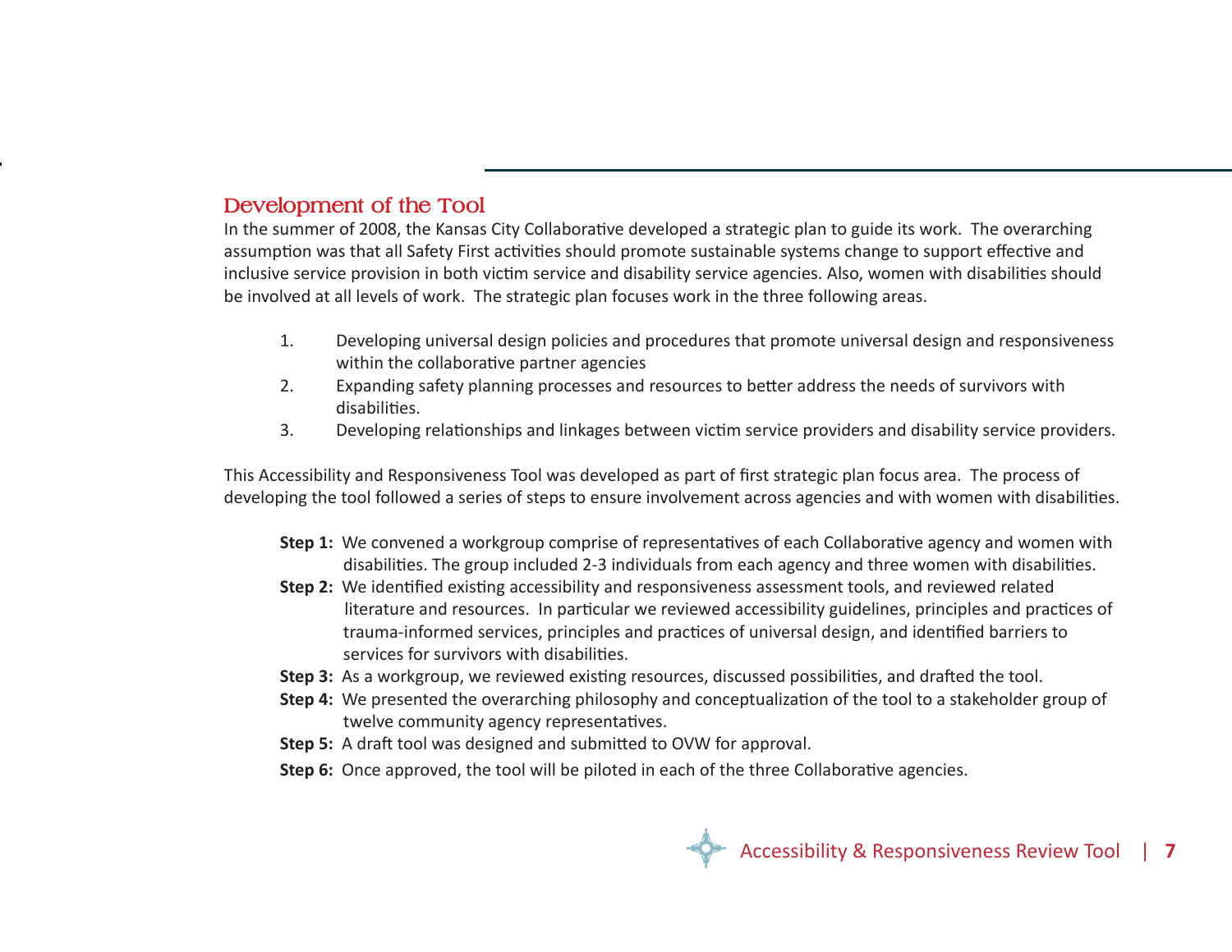## Development of the Tool

In the summer of 2008, the Kansas City Collaborative developed a strategic plan to guide its work. The overarching assumption was that all Safety First activities should promote sustainable systems change to support effective and inclusive service provision in both victim service and disability service agencies. Also, women with disabilities should be involved at all levels of work. The strategic plan focuses work in the three following areas.

1. Developing universal design policies and procedures that promote universal design and responsiveness within the collaborative partner agencies
2. Expanding safety planning processes and resources to better address the needs of survivors with disabilities.
3. Developing relationships and linkages between victim service providers and disability service providers.

This Accessibility and Responsiveness Tool was developed as part of first strategic plan focus area. The process of developing the tool followed a series of steps to ensure involvement across agencies and with women with disabilities.

**Step 1:** We convened a workgroup comprise of representatives of each Collaborative agency and women with disabilities. The group included 2-3 individuals from each agency and three women with disabilities.

**Step 2:** We identified existing accessibility and responsiveness assessment tools, and reviewed related literature and resources. In particular we reviewed accessibility guidelines, principles and practices of trauma-informed services, principles and practices of universal design, and identified barriers to services for survivors with disabilities.

**Step 3:** As a workgroup, we reviewed existing resources, discussed possibilities, and drafted the tool.

**Step 4:** We presented the overarching philosophy and conceptualization of the tool to a stakeholder group of twelve community agency representatives.

**Step 5:** A draft tool was designed and submitted to OVW for approval.

**Step 6:** Once approved, the tool will be piloted in each of the three Collaborative agencies.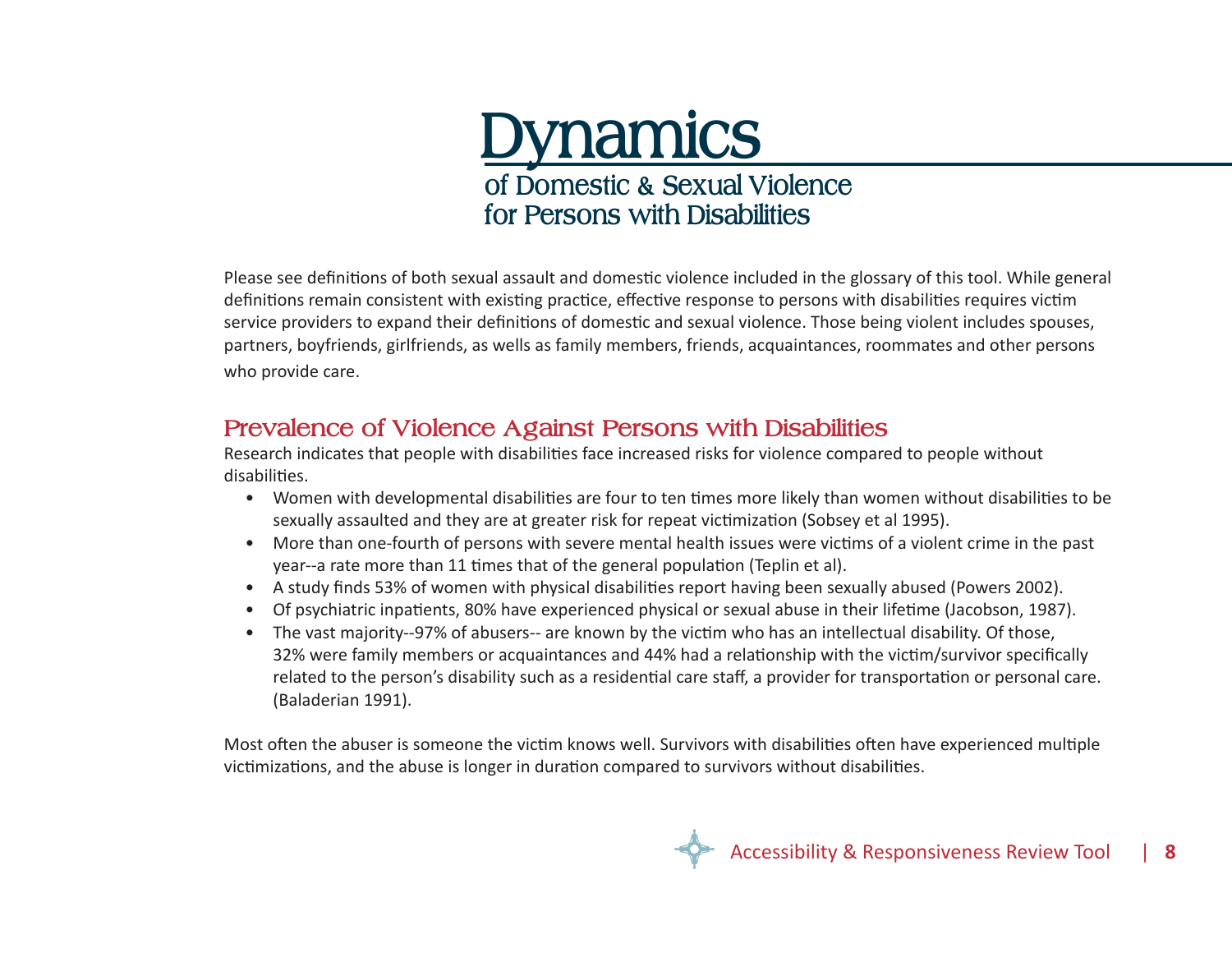# Dynamics

## of Domestic & Sexual Violence for Persons with Disabilities

Please see definitions of both sexual assault and domestic violence included in the glossary of this tool. While general definitions remain consistent with existing practice, effective response to persons with disabilities requires victim service providers to expand their definitions of domestic and sexual violence. Those being violent includes spouses, partners, boyfriends, girlfriends, as wells as family members, friends, acquaintances, roommates and other persons who provide care.

### Prevalence of Violence Against Persons with Disabilities

Research indicates that people with disabilities face increased risks for violence compared to people without disabilities.

- Women with developmental disabilities are four to ten times more likely than women without disabilities to be sexually assaulted and they are at greater risk for repeat victimization (Sobsey et al 1995).
- More than one-fourth of persons with severe mental health issues were victims of a violent crime in the past year--a rate more than 11 times that of the general population (Teplin et al).
- A study finds 53% of women with physical disabilities report having been sexually abused (Powers 2002).
- Of psychiatric inpatients, 80% have experienced physical or sexual abuse in their lifetime (Jacobson, 1987).
- The vast majority--97% of abusers-- are known by the victim who has an intellectual disability. Of those, 32% were family members or acquaintances and 44% had a relationship with the victim/survivor specifically related to the person's disability such as a residential care staff, a provider for transportation or personal care. (Baladerian 1991).

Most often the abuser is someone the victim knows well. Survivors with disabilities often have experienced multiple victimizations, and the abuse is longer in duration compared to survivors without disabilities.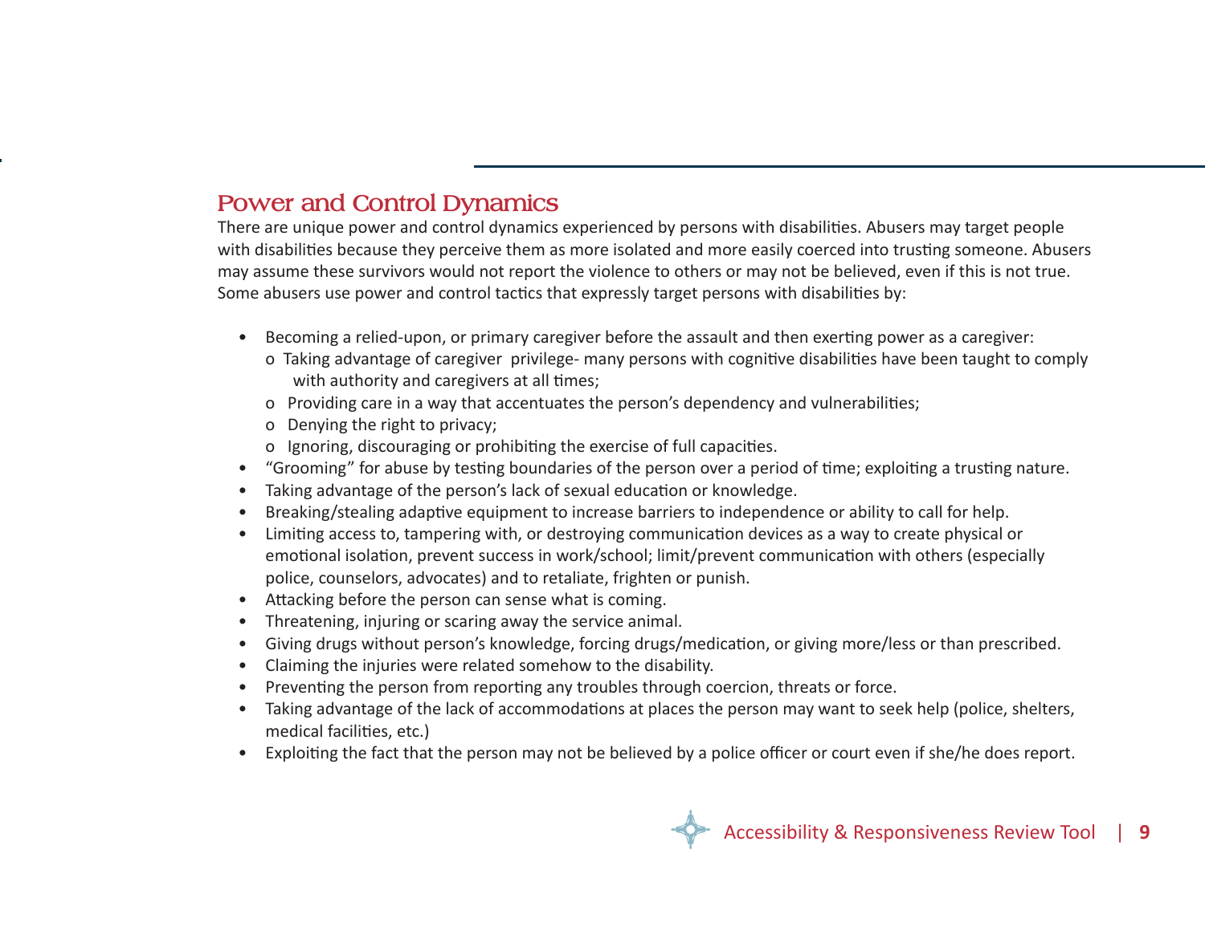## Power and Control Dynamics

There are unique power and control dynamics experienced by persons with disabilities. Abusers may target people with disabilities because they perceive them as more isolated and more easily coerced into trusting someone. Abusers may assume these survivors would not report the violence to others or may not be believed, even if this is not true. Some abusers use power and control tactics that expressly target persons with disabilities by:

- Becoming a relied-upon, or primary caregiver before the assault and then exerting power as a caregiver:
  - Taking advantage of caregiver privilege- many persons with cognitive disabilities have been taught to comply with authority and caregivers at all times;
  - Providing care in a way that accentuates the person's dependency and vulnerabilities;
  - Denying the right to privacy;
  - Ignoring, discouraging or prohibiting the exercise of full capacities.
- "Grooming" for abuse by testing boundaries of the person over a period of time; exploiting a trusting nature.
- Taking advantage of the person's lack of sexual education or knowledge.
- Breaking/stealing adaptive equipment to increase barriers to independence or ability to call for help.
- Limiting access to, tampering with, or destroying communication devices as a way to create physical or emotional isolation, prevent success in work/school; limit/prevent communication with others (especially police, counselors, advocates) and to retaliate, frighten or punish.
- Attacking before the person can sense what is coming.
- Threatening, injuring or scaring away the service animal.
- Giving drugs without person's knowledge, forcing drugs/medication, or giving more/less or than prescribed.
- Claiming the injuries were related somehow to the disability.
- Preventing the person from reporting any troubles through coercion, threats or force.
- Taking advantage of the lack of accommodations at places the person may want to seek help (police, shelters, medical facilities, etc.)
- Exploiting the fact that the person may not be believed by a police officer or court even if she/he does report.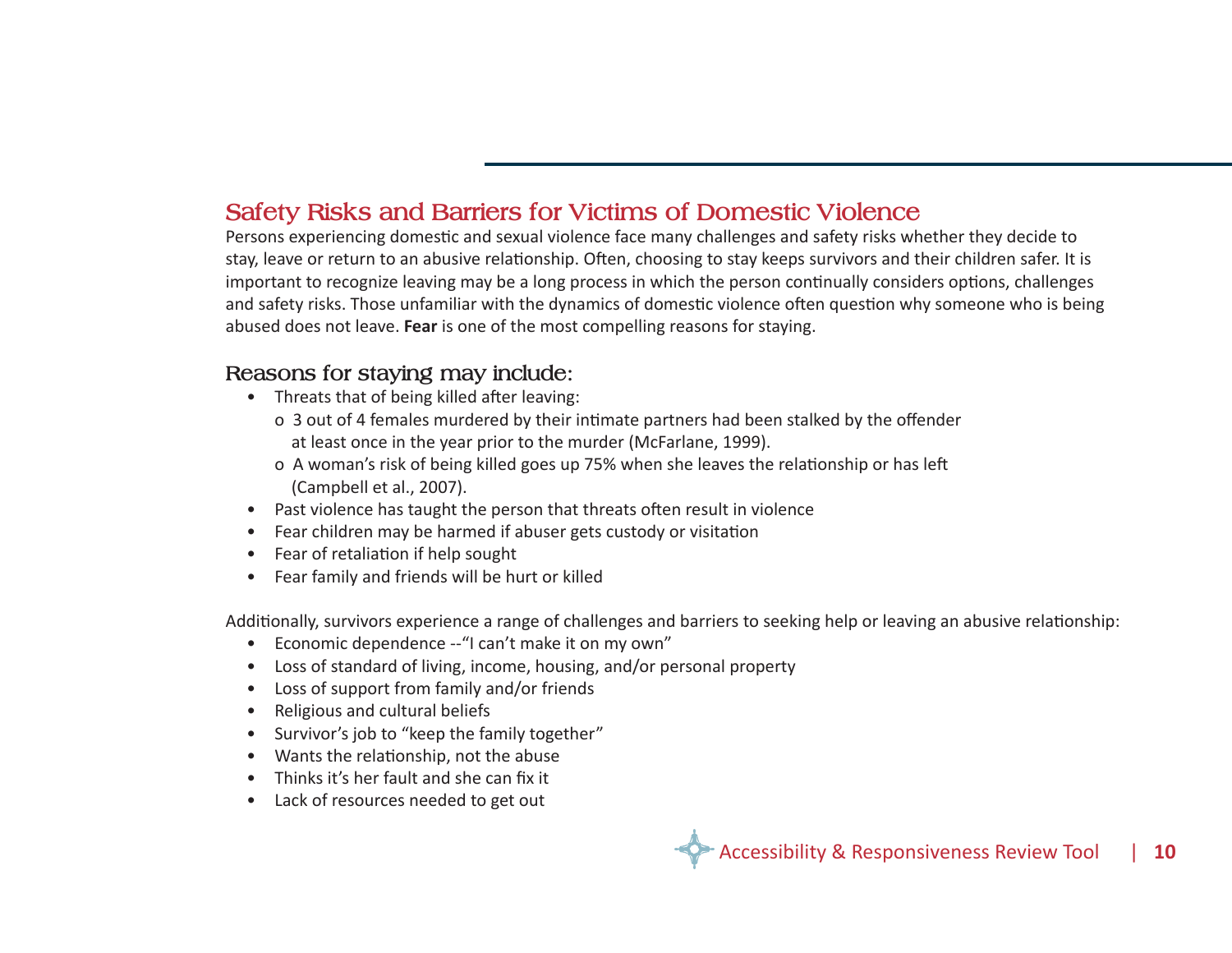## Safety Risks and Barriers for Victims of Domestic Violence

Persons experiencing domestic and sexual violence face many challenges and safety risks whether they decide to stay, leave or return to an abusive relationship. Often, choosing to stay keeps survivors and their children safer. It is important to recognize leaving may be a long process in which the person continually considers options, challenges and safety risks. Those unfamiliar with the dynamics of domestic violence often question why someone who is being abused does not leave. **Fear** is one of the most compelling reasons for staying.

### Reasons for staying may include:

- Threats that of being killed after leaving:
  - 3 out of 4 females murdered by their intimate partners had been stalked by the offender at least once in the year prior to the murder (McFarlane, 1999).
  - A woman's risk of being killed goes up 75% when she leaves the relationship or has left (Campbell et al., 2007).
- Past violence has taught the person that threats often result in violence
- Fear children may be harmed if abuser gets custody or visitation
- Fear of retaliation if help sought
- Fear family and friends will be hurt or killed

Additionally, survivors experience a range of challenges and barriers to seeking help or leaving an abusive relationship:

- Economic dependence --"I can't make it on my own"
- Loss of standard of living, income, housing, and/or personal property
- Loss of support from family and/or friends
- Religious and cultural beliefs
- Survivor's job to "keep the family together"
- Wants the relationship, not the abuse
- Thinks it's her fault and she can fix it
- Lack of resources needed to get out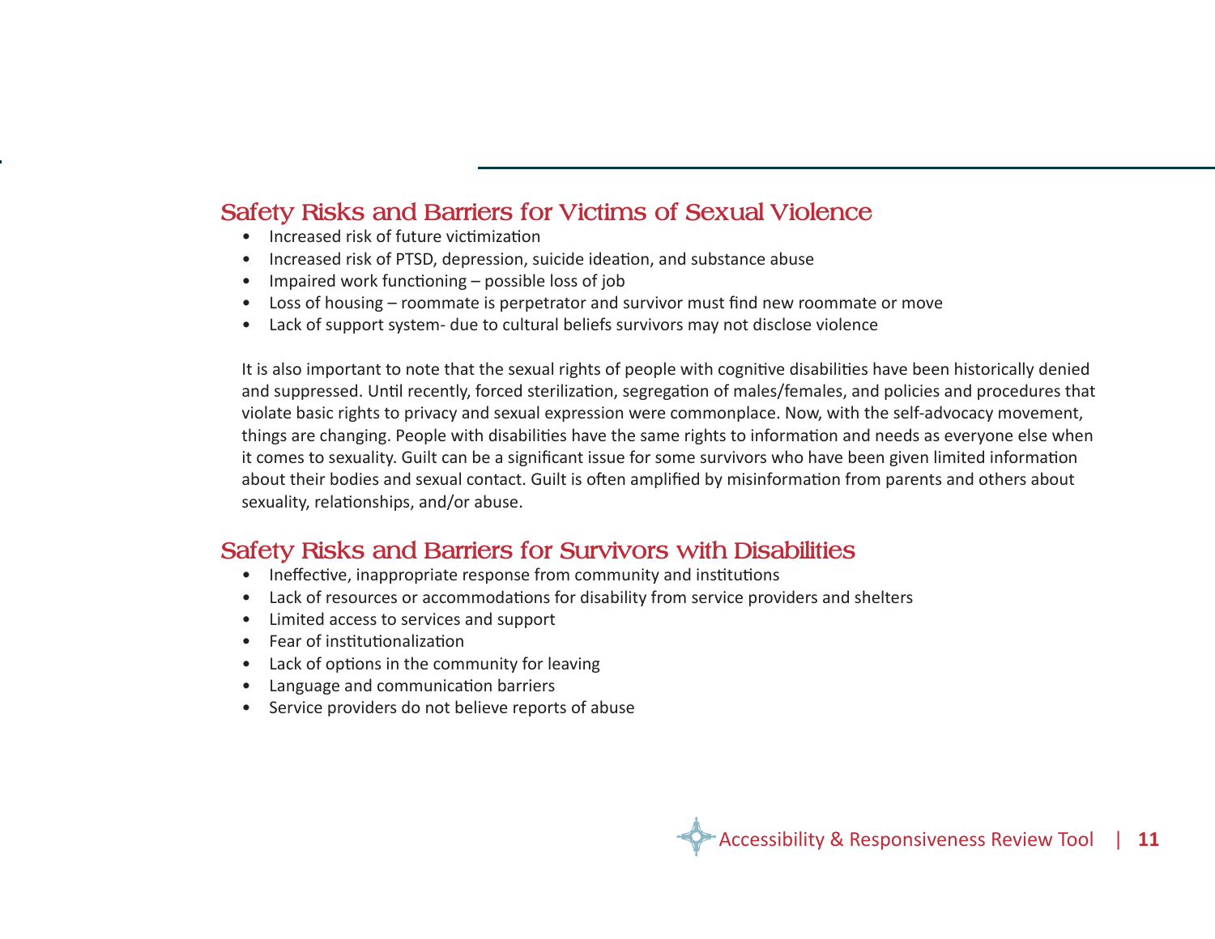## Safety Risks and Barriers for Victims of Sexual Violence

- Increased risk of future victimization
- Increased risk of PTSD, depression, suicide ideation, and substance abuse
- Impaired work functioning – possible loss of job
- Loss of housing – roommate is perpetrator and survivor must find new roommate or move
- Lack of support system- due to cultural beliefs survivors may not disclose violence

It is also important to note that the sexual rights of people with cognitive disabilities have been historically denied and suppressed. Until recently, forced sterilization, segregation of males/females, and policies and procedures that violate basic rights to privacy and sexual expression were commonplace. Now, with the self-advocacy movement, things are changing. People with disabilities have the same rights to information and needs as everyone else when it comes to sexuality. Guilt can be a significant issue for some survivors who have been given limited information about their bodies and sexual contact. Guilt is often amplified by misinformation from parents and others about sexuality, relationships, and/or abuse.

## Safety Risks and Barriers for Survivors with Disabilities

- Ineffective, inappropriate response from community and institutions
- Lack of resources or accommodations for disability from service providers and shelters
- Limited access to services and support
- Fear of institutionalization
- Lack of options in the community for leaving
- Language and communication barriers
- Service providers do not believe reports of abuse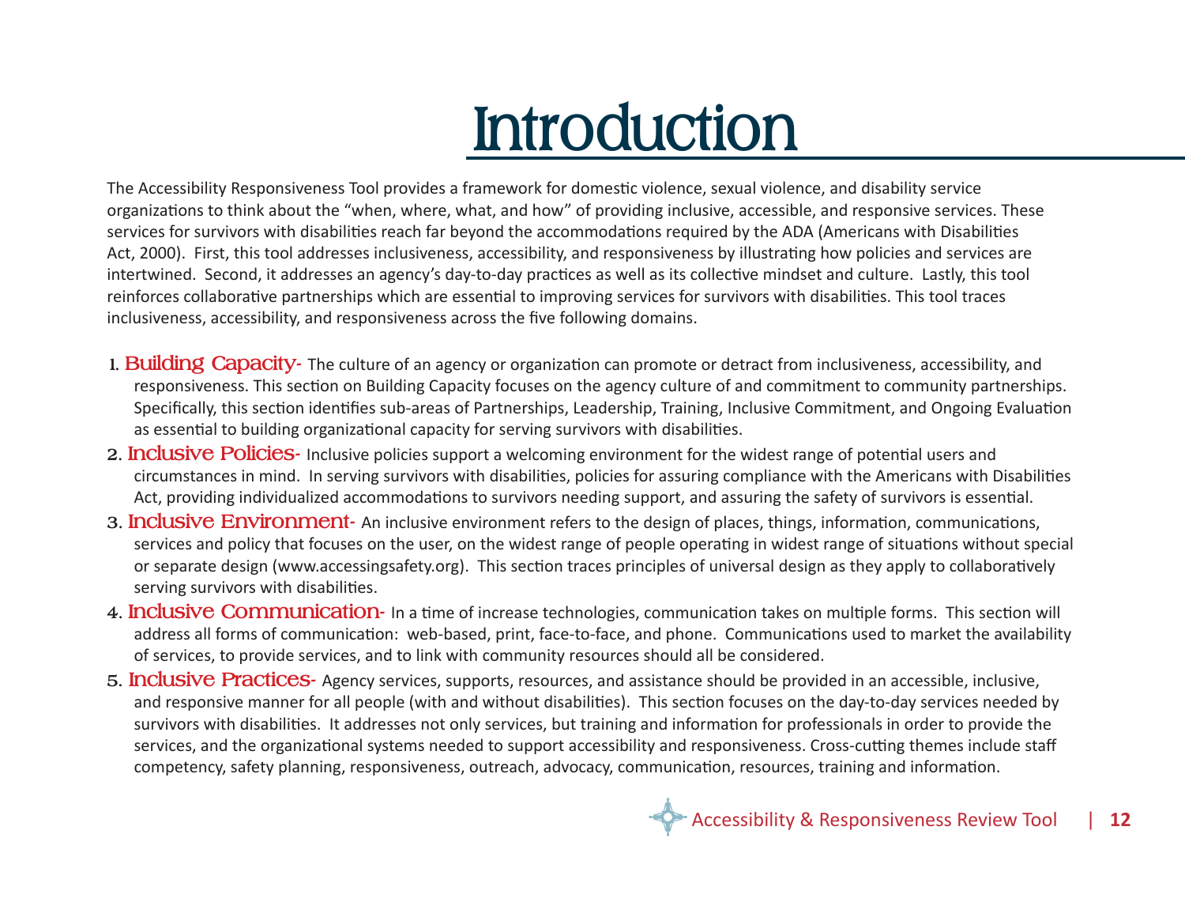# Introduction

The Accessibility Responsiveness Tool provides a framework for domestic violence, sexual violence, and disability service organizations to think about the "when, where, what, and how" of providing inclusive, accessible, and responsive services. These services for survivors with disabilities reach far beyond the accommodations required by the ADA (Americans with Disabilities Act, 2000). First, this tool addresses inclusiveness, accessibility, and responsiveness by illustrating how policies and services are intertwined. Second, it addresses an agency's day-to-day practices as well as its collective mindset and culture. Lastly, this tool reinforces collaborative partnerships which are essential to improving services for survivors with disabilities. This tool traces inclusiveness, accessibility, and responsiveness across the five following domains.

1. **Building Capacity-** The culture of an agency or organization can promote or detract from inclusiveness, accessibility, and responsiveness. This section on Building Capacity focuses on the agency culture of and commitment to community partnerships. Specifically, this section identifies sub-areas of Partnerships, Leadership, Training, Inclusive Commitment, and Ongoing Evaluation as essential to building organizational capacity for serving survivors with disabilities.
2. **Inclusive Policies-** Inclusive policies support a welcoming environment for the widest range of potential users and circumstances in mind. In serving survivors with disabilities, policies for assuring compliance with the Americans with Disabilities Act, providing individualized accommodations to survivors needing support, and assuring the safety of survivors is essential.
3. **Inclusive Environment-** An inclusive environment refers to the design of places, things, information, communications, services and policy that focuses on the user, on the widest range of people operating in widest range of situations without special or separate design (www.accessingsafety.org). This section traces principles of universal design as they apply to collaboratively serving survivors with disabilities.
4. **Inclusive Communication-** In a time of increase technologies, communication takes on multiple forms. This section will address all forms of communication: web-based, print, face-to-face, and phone. Communications used to market the availability of services, to provide services, and to link with community resources should all be considered.
5. **Inclusive Practices-** Agency services, supports, resources, and assistance should be provided in an accessible, inclusive, and responsive manner for all people (with and without disabilities). This section focuses on the day-to-day services needed by survivors with disabilities. It addresses not only services, but training and information for professionals in order to provide the services, and the organizational systems needed to support accessibility and responsiveness. Cross-cutting themes include staff competency, safety planning, responsiveness, outreach, advocacy, communication, resources, training and information.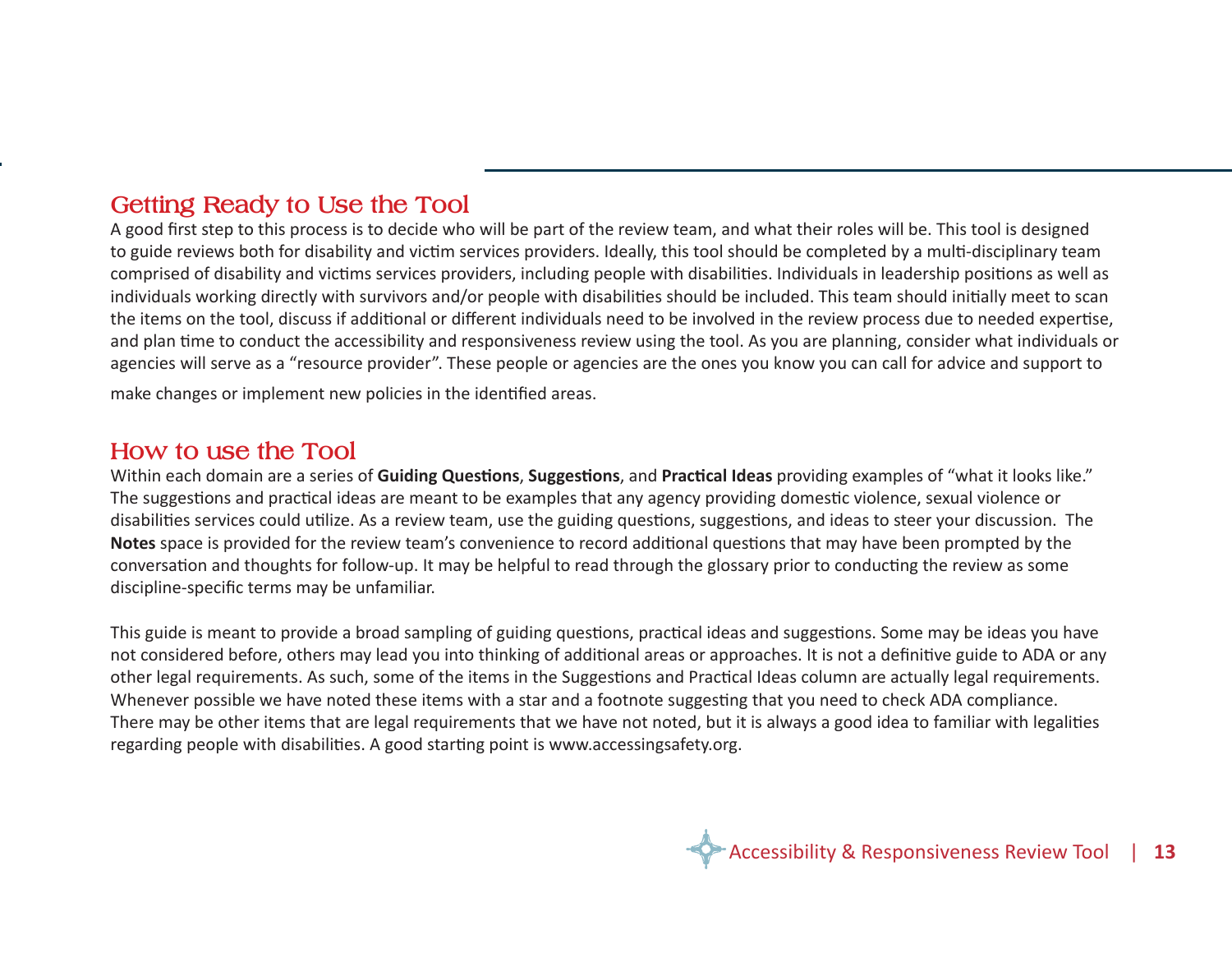## Getting Ready to Use the Tool

A good first step to this process is to decide who will be part of the review team, and what their roles will be. This tool is designed to guide reviews both for disability and victim services providers. Ideally, this tool should be completed by a multi-disciplinary team comprised of disability and victims services providers, including people with disabilities. Individuals in leadership positions as well as individuals working directly with survivors and/or people with disabilities should be included. This team should initially meet to scan the items on the tool, discuss if additional or different individuals need to be involved in the review process due to needed expertise, and plan time to conduct the accessibility and responsiveness review using the tool. As you are planning, consider what individuals or agencies will serve as a "resource provider". These people or agencies are the ones you know you can call for advice and support to make changes or implement new policies in the identified areas.

## How to use the Tool

Within each domain are a series of **Guiding Questions**, **Suggestions**, and **Practical Ideas** providing examples of "what it looks like." The suggestions and practical ideas are meant to be examples that any agency providing domestic violence, sexual violence or disabilities services could utilize. As a review team, use the guiding questions, suggestions, and ideas to steer your discussion. The **Notes** space is provided for the review team's convenience to record additional questions that may have been prompted by the conversation and thoughts for follow-up. It may be helpful to read through the glossary prior to conducting the review as some discipline-specific terms may be unfamiliar.

This guide is meant to provide a broad sampling of guiding questions, practical ideas and suggestions. Some may be ideas you have not considered before, others may lead you into thinking of additional areas or approaches. It is not a definitive guide to ADA or any other legal requirements. As such, some of the items in the Suggestions and Practical Ideas column are actually legal requirements. Whenever possible we have noted these items with a star and a footnote suggesting that you need to check ADA compliance. There may be other items that are legal requirements that we have not noted, but it is always a good idea to familiar with legalities regarding people with disabilities. A good starting point is www.accessingsafety.org.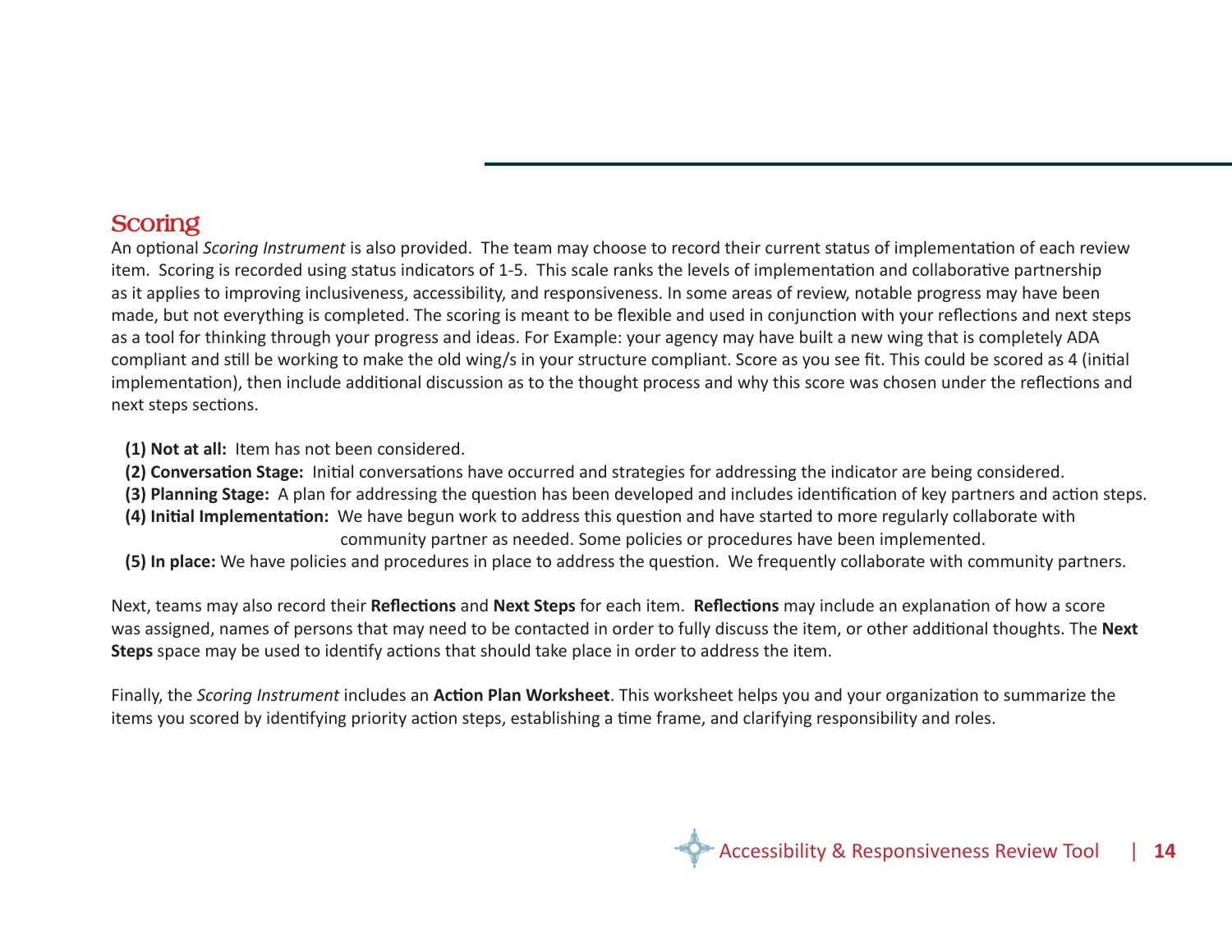## Scoring

An optional *Scoring Instrument* is also provided. The team may choose to record their current status of implementation of each review item. Scoring is recorded using status indicators of 1-5. This scale ranks the levels of implementation and collaborative partnership as it applies to improving inclusiveness, accessibility, and responsiveness. In some areas of review, notable progress may have been made, but not everything is completed. The scoring is meant to be flexible and used in conjunction with your reflections and next steps as a tool for thinking through your progress and ideas. For Example: your agency may have built a new wing that is completely ADA compliant and still be working to make the old wing/s in your structure compliant. Score as you see fit. This could be scored as 4 (initial implementation), then include additional discussion as to the thought process and why this score was chosen under the reflections and next steps sections.

- **(1) Not at all:** Item has not been considered.
- **(2) Conversation Stage:** Initial conversations have occurred and strategies for addressing the indicator are being considered.
- **(3) Planning Stage:** A plan for addressing the question has been developed and includes identification of key partners and action steps.
- **(4) Initial Implementation:** We have begun work to address this question and have started to more regularly collaborate with community partner as needed. Some policies or procedures have been implemented.
- **(5) In place:** We have policies and procedures in place to address the question. We frequently collaborate with community partners.

Next, teams may also record their **Reflections** and **Next Steps** for each item. **Reflections** may include an explanation of how a score was assigned, names of persons that may need to be contacted in order to fully discuss the item, or other additional thoughts. The **Next Steps** space may be used to identify actions that should take place in order to address the item.

Finally, the *Scoring Instrument* includes an **Action Plan Worksheet**. This worksheet helps you and your organization to summarize the items you scored by identifying priority action steps, establishing a time frame, and clarifying responsibility and roles.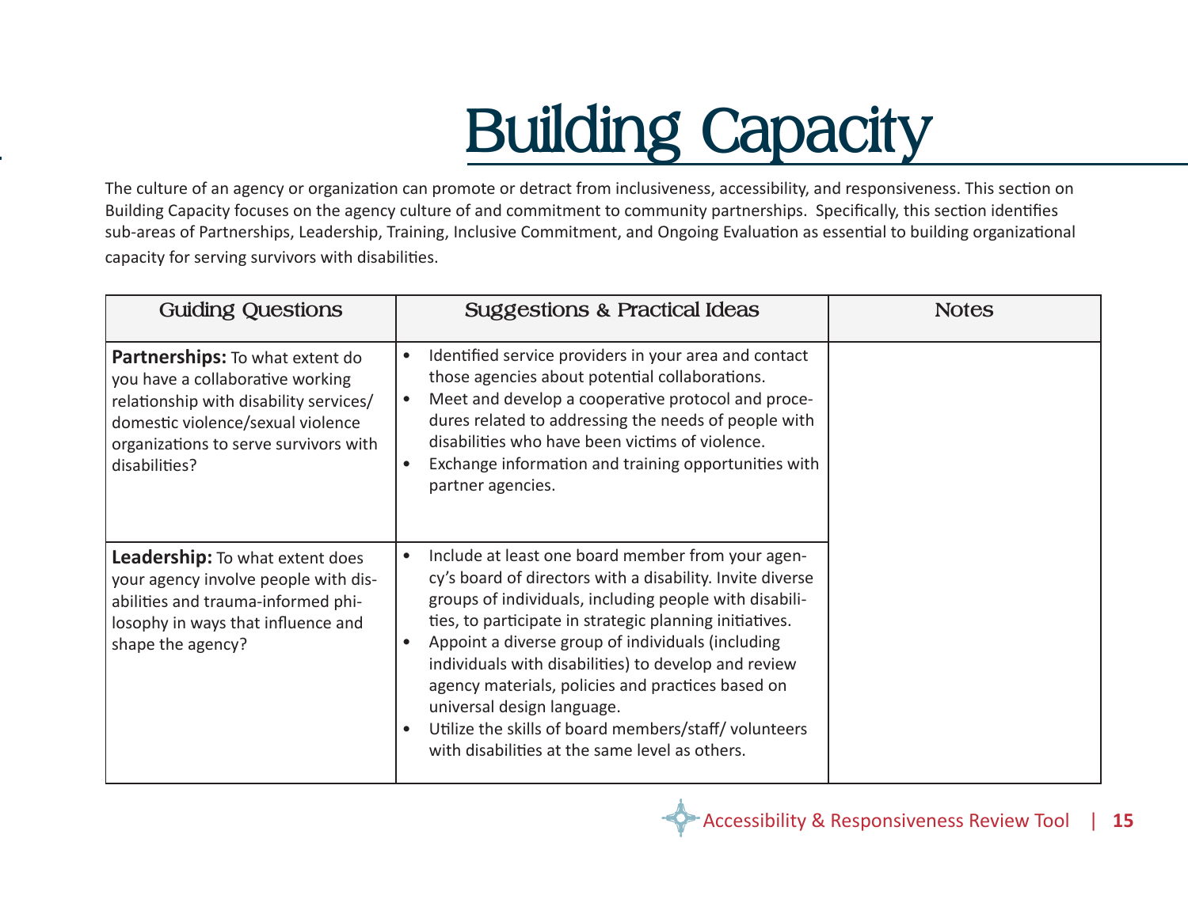# Building Capacity

The culture of an agency or organization can promote or detract from inclusiveness, accessibility, and responsiveness. This section on Building Capacity focuses on the agency culture of and commitment to community partnerships. Specifically, this section identifies sub-areas of Partnerships, Leadership, Training, Inclusive Commitment, and Ongoing Evaluation as essential to building organizational capacity for serving survivors with disabilities.

| Guiding Questions | Suggestions & Practical Ideas | Notes |
|---|---|---|
| **Partnerships:** To what extent do you have a collaborative working relationship with disability services/ domestic violence/sexual violence organizations to serve survivors with disabilities? | • Identified service providers in your area and contact those agencies about potential collaborations.<br>• Meet and develop a cooperative protocol and procedures related to addressing the needs of people with disabilities who have been victims of violence.<br>• Exchange information and training opportunities with partner agencies. | |
| **Leadership:** To what extent does your agency involve people with disabilities and trauma-informed philosophy in ways that influence and shape the agency? | • Include at least one board member from your agency's board of directors with a disability. Invite diverse groups of individuals, including people with disabilities, to participate in strategic planning initiatives.<br>• Appoint a diverse group of individuals (including individuals with disabilities) to develop and review agency materials, policies and practices based on universal design language.<br>• Utilize the skills of board members/staff/ volunteers with disabilities at the same level as others. | |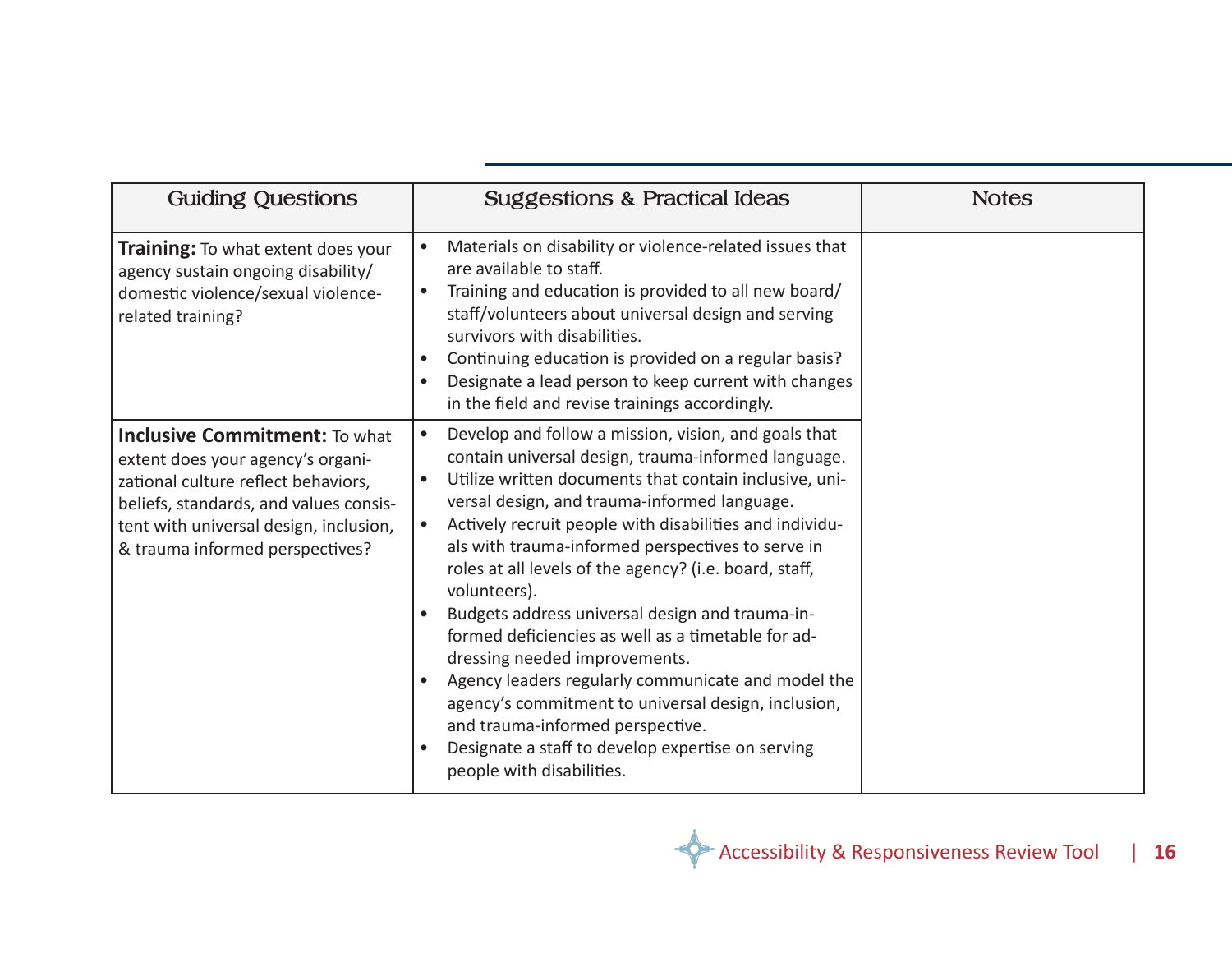| Guiding Questions | Suggestions & Practical Ideas | Notes |
|---|---|---|
| **Training:** To what extent does your agency sustain ongoing disability/ domestic violence/sexual violence-related training? | • Materials on disability or violence-related issues that are available to staff.<br>• Training and education is provided to all new board/ staff/volunteers about universal design and serving survivors with disabilities.<br>• Continuing education is provided on a regular basis?<br>• Designate a lead person to keep current with changes in the field and revise trainings accordingly. | |
| **Inclusive Commitment:** To what extent does your agency's organizational culture reflect behaviors, beliefs, standards, and values consistent with universal design, inclusion, & trauma informed perspectives? | • Develop and follow a mission, vision, and goals that contain universal design, trauma-informed language.<br>• Utilize written documents that contain inclusive, universal design, and trauma-informed language.<br>• Actively recruit people with disabilities and individuals with trauma-informed perspectives to serve in roles at all levels of the agency? (i.e. board, staff, volunteers).<br>• Budgets address universal design and trauma-informed deficiencies as well as a timetable for addressing needed improvements.<br>• Agency leaders regularly communicate and model the agency's commitment to universal design, inclusion, and trauma-informed perspective.<br>• Designate a staff to develop expertise on serving people with disabilities. | |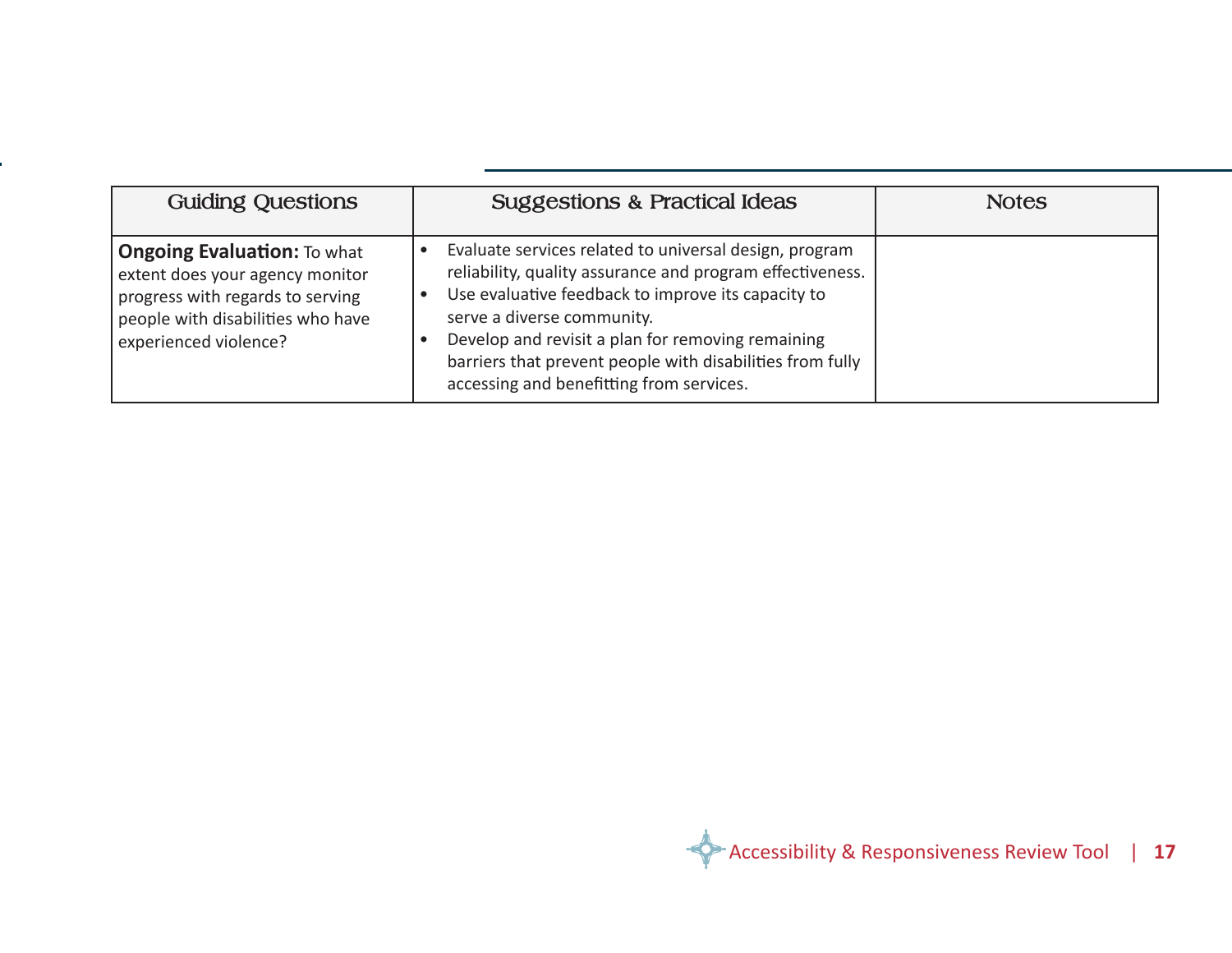| Guiding Questions | Suggestions & Practical Ideas | Notes |
|---|---|---|
| **Ongoing Evaluation:** To what extent does your agency monitor progress with regards to serving people with disabilities who have experienced violence? | • Evaluate services related to universal design, program reliability, quality assurance and program effectiveness.<br>• Use evaluative feedback to improve its capacity to serve a diverse community.<br>• Develop and revisit a plan for removing remaining barriers that prevent people with disabilities from fully accessing and benefitting from services. | |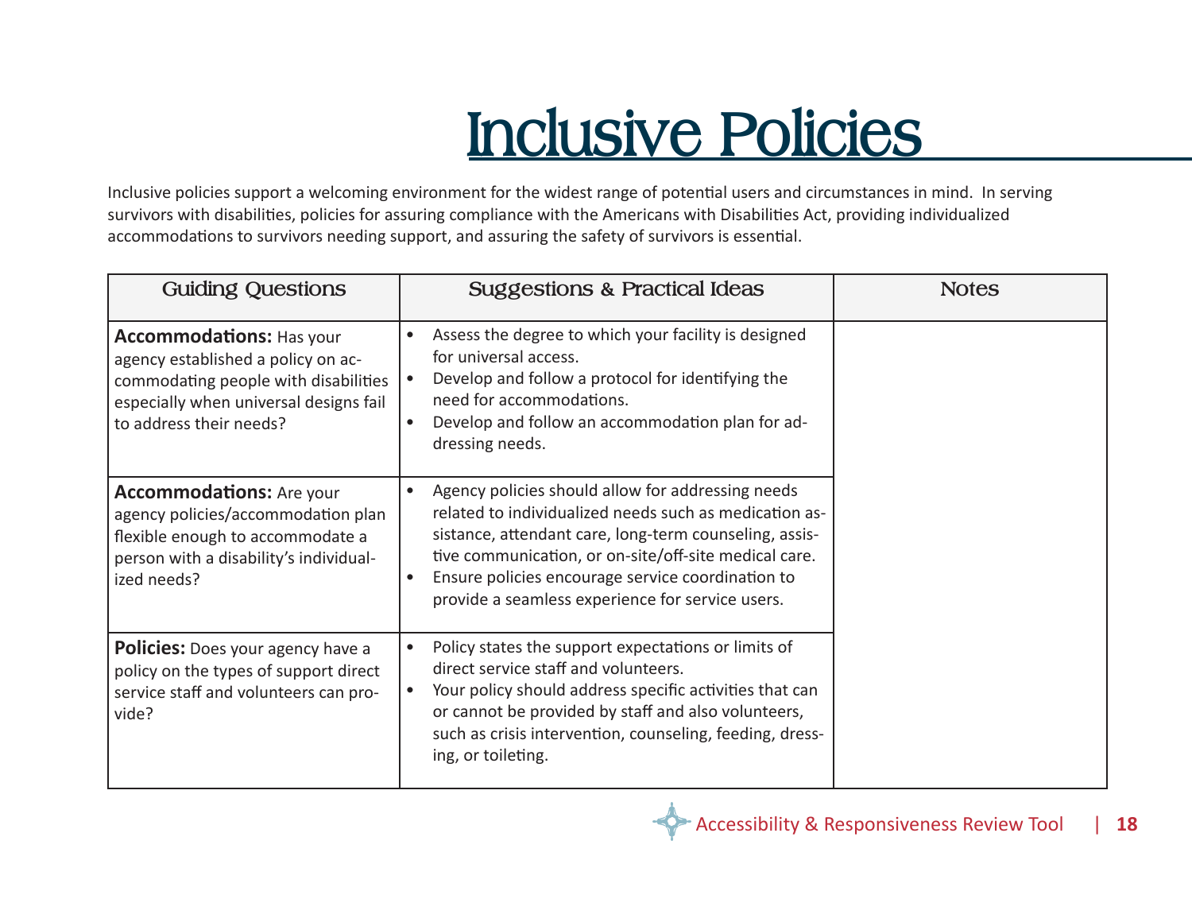# Inclusive Policies

Inclusive policies support a welcoming environment for the widest range of potential users and circumstances in mind. In serving survivors with disabilities, policies for assuring compliance with the Americans with Disabilities Act, providing individualized accommodations to survivors needing support, and assuring the safety of survivors is essential.

| Guiding Questions | Suggestions & Practical Ideas | Notes |
|---|---|---|
| **Accommodations:** Has your agency established a policy on accommodating people with disabilities especially when universal designs fail to address their needs? | • Assess the degree to which your facility is designed for universal access.<br>• Develop and follow a protocol for identifying the need for accommodations.<br>• Develop and follow an accommodation plan for addressing needs. | |
| **Accommodations:** Are your agency policies/accommodation plan flexible enough to accommodate a person with a disability's individualized needs? | • Agency policies should allow for addressing needs related to individualized needs such as medication assistance, attendant care, long-term counseling, assistive communication, or on-site/off-site medical care.<br>• Ensure policies encourage service coordination to provide a seamless experience for service users. | |
| **Policies:** Does your agency have a policy on the types of support direct service staff and volunteers can provide? | • Policy states the support expectations or limits of direct service staff and volunteers.<br>• Your policy should address specific activities that can or cannot be provided by staff and also volunteers, such as crisis intervention, counseling, feeding, dressing, or toileting. | |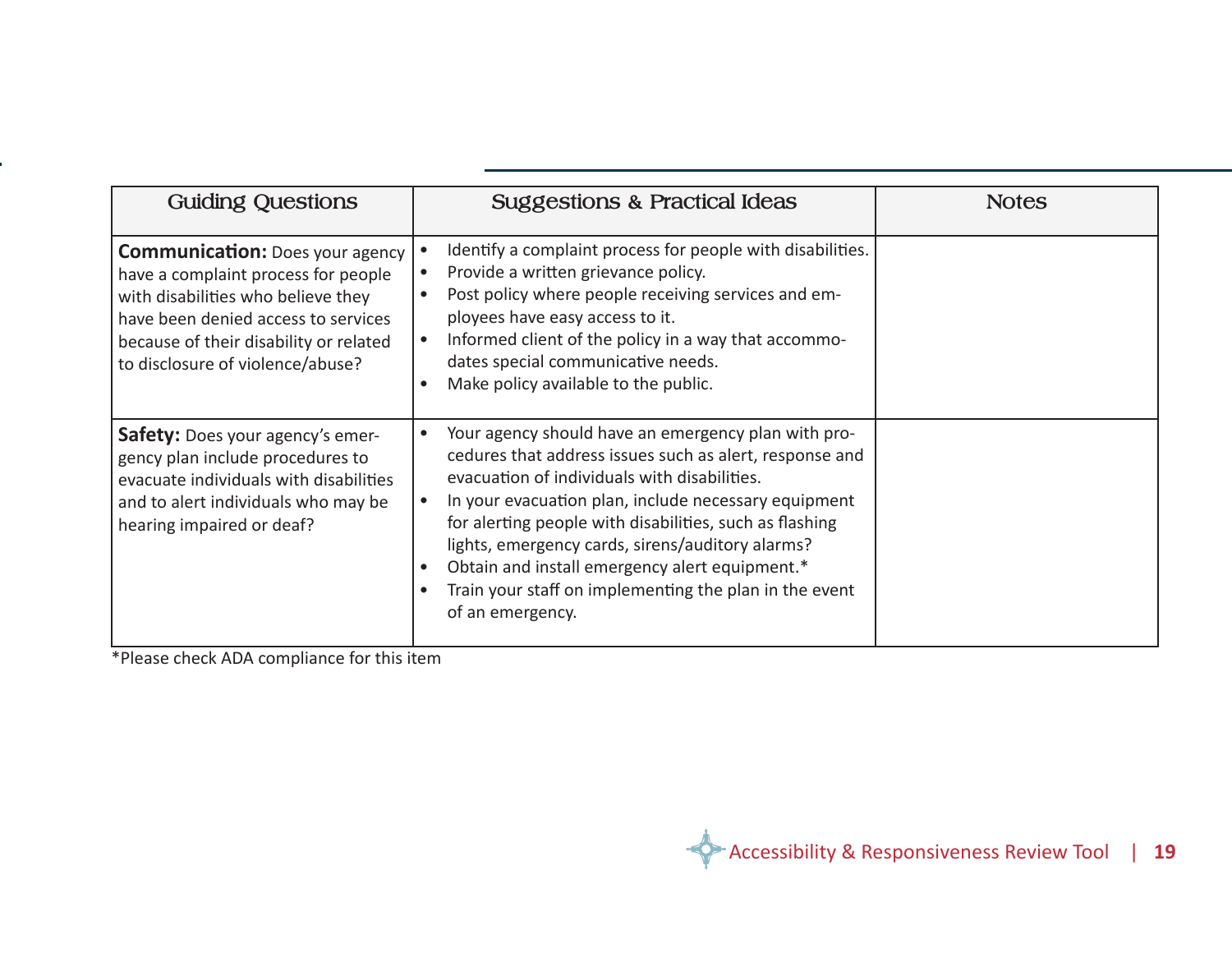| Guiding Questions | Suggestions & Practical Ideas | Notes |
|---|---|---|
| **Communication:** Does your agency have a complaint process for people with disabilities who believe they have been denied access to services because of their disability or related to disclosure of violence/abuse? | • Identify a complaint process for people with disabilities.<br>• Provide a written grievance policy.<br>• Post policy where people receiving services and employees have easy access to it.<br>• Informed client of the policy in a way that accommodates special communicative needs.<br>• Make policy available to the public. | |
| **Safety:** Does your agency's emergency plan include procedures to evacuate individuals with disabilities and to alert individuals who may be hearing impaired or deaf? | • Your agency should have an emergency plan with procedures that address issues such as alert, response and evacuation of individuals with disabilities.<br>• In your evacuation plan, include necessary equipment for alerting people with disabilities, such as flashing lights, emergency cards, sirens/auditory alarms?<br>• Obtain and install emergency alert equipment.*<br>• Train your staff on implementing the plan in the event of an emergency. | |

*Please check ADA compliance for this item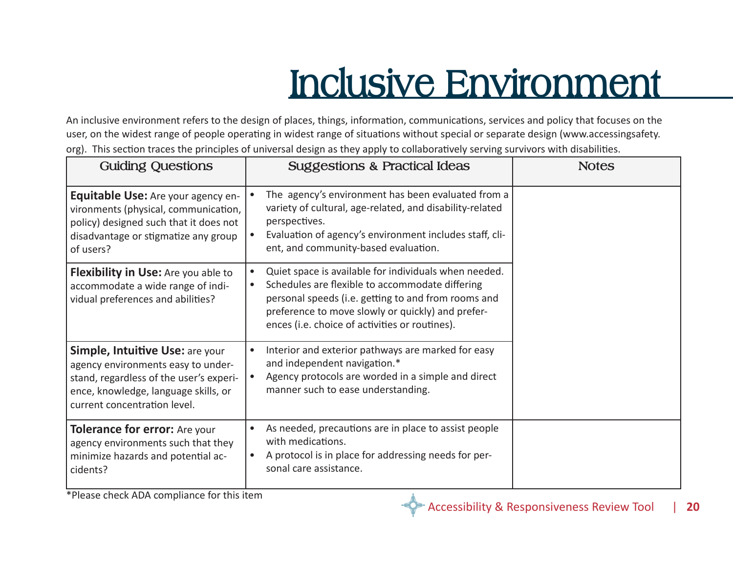# Inclusive Environment

An inclusive environment refers to the design of places, things, information, communications, services and policy that focuses on the user, on the widest range of people operating in widest range of situations without special or separate design (www.accessingsafety.org). This section traces the principles of universal design as they apply to collaboratively serving survivors with disabilities.

| Guiding Questions | Suggestions & Practical Ideas | Notes |
|---|---|---|
| **Equitable Use:** Are your agency environments (physical, communication, policy) designed such that it does not disadvantage or stigmatize any group of users? | • The agency's environment has been evaluated from a variety of cultural, age-related, and disability-related perspectives.<br>• Evaluation of agency's environment includes staff, client, and community-based evaluation. | |
| **Flexibility in Use:** Are you able to accommodate a wide range of individual preferences and abilities? | • Quiet space is available for individuals when needed.<br>• Schedules are flexible to accommodate differing personal speeds (i.e. getting to and from rooms and preference to move slowly or quickly) and preferences (i.e. choice of activities or routines). | |
| **Simple, Intuitive Use:** are your agency environments easy to understand, regardless of the user's experience, knowledge, language skills, or current concentration level. | • Interior and exterior pathways are marked for easy and independent navigation.*<br>• Agency protocols are worded in a simple and direct manner such to ease understanding. | |
| **Tolerance for error:** Are your agency environments such that they minimize hazards and potential accidents? | • As needed, precautions are in place to assist people with medications.<br>• A protocol is in place for addressing needs for personal care assistance. | |

*Please check ADA compliance for this item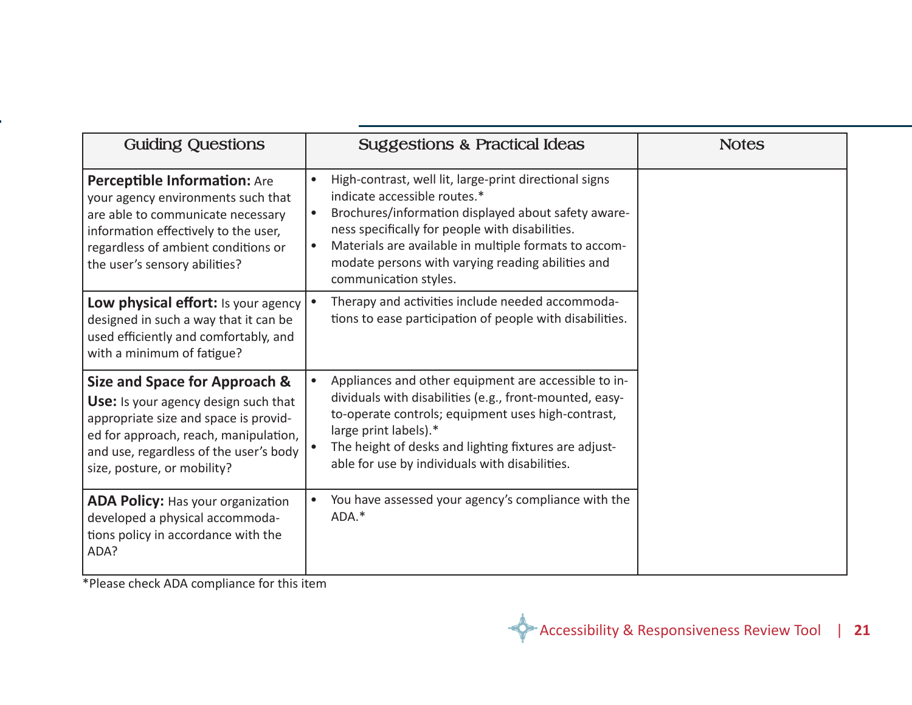| Guiding Questions | Suggestions & Practical Ideas | Notes |
|---|---|---|
| **Perceptible Information:** Are your agency environments such that are able to communicate necessary information effectively to the user, regardless of ambient conditions or the user's sensory abilities? | • High-contrast, well lit, large-print directional signs indicate accessible routes.*<br>• Brochures/information displayed about safety awareness specifically for people with disabilities.<br>• Materials are available in multiple formats to accommodate persons with varying reading abilities and communication styles. | |
| **Low physical effort:** Is your agency designed in such a way that it can be used efficiently and comfortably, and with a minimum of fatigue? | • Therapy and activities include needed accommodations to ease participation of people with disabilities. | |
| **Size and Space for Approach & Use:** Is your agency design such that appropriate size and space is provided for approach, reach, manipulation, and use, regardless of the user's body size, posture, or mobility? | • Appliances and other equipment are accessible to individuals with disabilities (e.g., front-mounted, easy-to-operate controls; equipment uses high-contrast, large print labels).*<br>• The height of desks and lighting fixtures are adjustable for use by individuals with disabilities. | |
| **ADA Policy:** Has your organization developed a physical accommodations policy in accordance with the ADA? | • You have assessed your agency's compliance with the ADA.* | |

*Please check ADA compliance for this item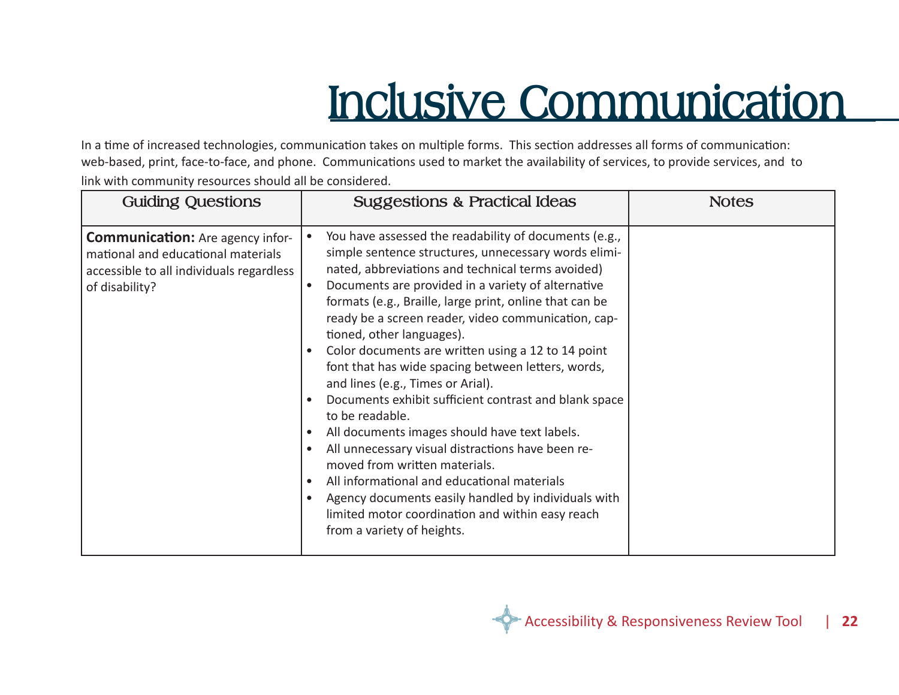# Inclusive Communication

In a time of increased technologies, communication takes on multiple forms. This section addresses all forms of communication: web-based, print, face-to-face, and phone. Communications used to market the availability of services, to provide services, and to link with community resources should all be considered.

| Guiding Questions | Suggestions & Practical Ideas | Notes |
|---|---|---|
| **Communication:** Are agency informational and educational materials accessible to all individuals regardless of disability? | • You have assessed the readability of documents (e.g., simple sentence structures, unnecessary words eliminated, abbreviations and technical terms avoided)<br>• Documents are provided in a variety of alternative formats (e.g., Braille, large print, online that can be ready be a screen reader, video communication, captioned, other languages).<br>• Color documents are written using a 12 to 14 point font that has wide spacing between letters, words, and lines (e.g., Times or Arial).<br>• Documents exhibit sufficient contrast and blank space to be readable.<br>• All documents images should have text labels.<br>• All unnecessary visual distractions have been removed from written materials.<br>• All informational and educational materials<br>• Agency documents easily handled by individuals with limited motor coordination and within easy reach from a variety of heights. | |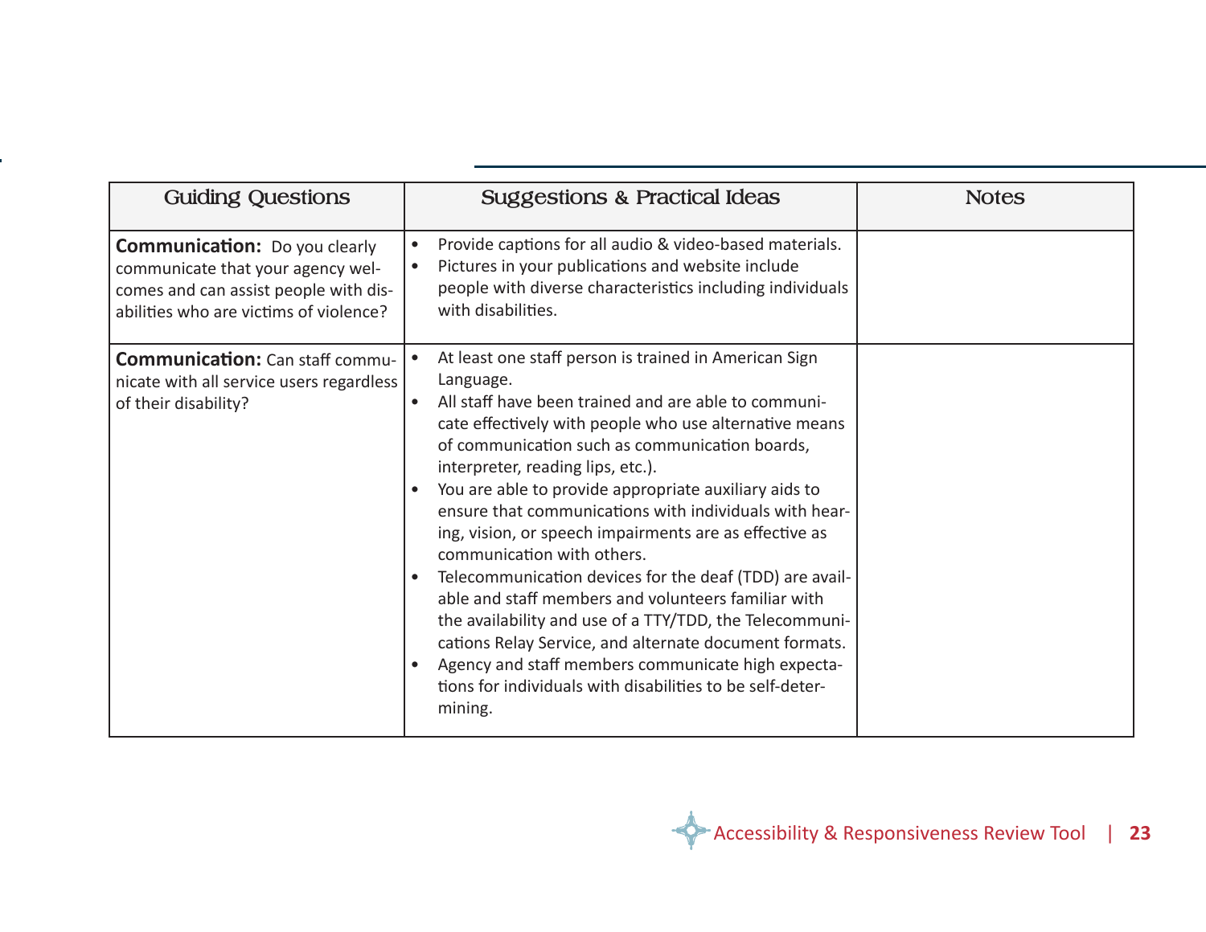| Guiding Questions | Suggestions & Practical Ideas | Notes |
| --- | --- | --- |
| **Communication:** Do you clearly communicate that your agency welcomes and can assist people with disabilities who are victims of violence? | • Provide captions for all audio & video-based materials.<br>• Pictures in your publications and website include people with diverse characteristics including individuals with disabilities. | |
| **Communication:** Can staff communicate with all service users regardless of their disability? | • At least one staff person is trained in American Sign Language.<br>• All staff have been trained and are able to communicate effectively with people who use alternative means of communication such as communication boards, interpreter, reading lips, etc.).<br>• You are able to provide appropriate auxiliary aids to ensure that communications with individuals with hearing, vision, or speech impairments are as effective as communication with others.<br>• Telecommunication devices for the deaf (TDD) are available and staff members and volunteers familiar with the availability and use of a TTY/TDD, the Telecommunications Relay Service, and alternate document formats.<br>• Agency and staff members communicate high expectations for individuals with disabilities to be self-determining. | |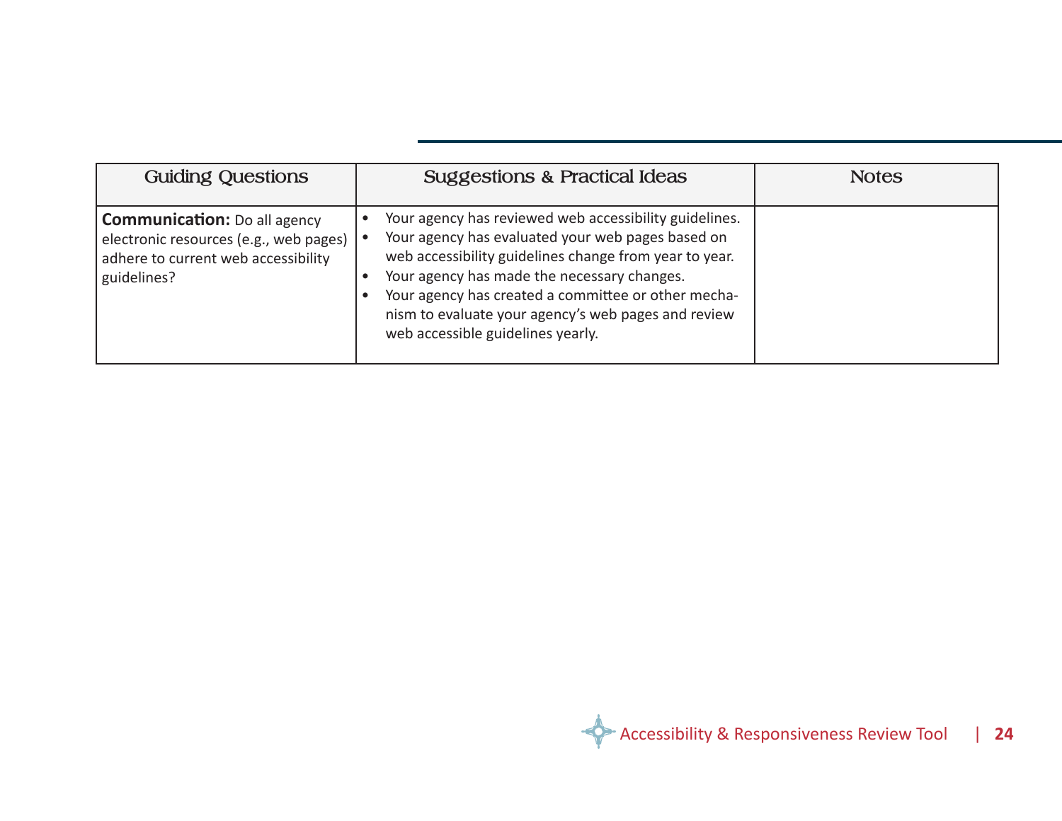| Guiding Questions | Suggestions & Practical Ideas | Notes |
|---|---|---|
| **Communication:** Do all agency electronic resources (e.g., web pages) adhere to current web accessibility guidelines? | • Your agency has reviewed web accessibility guidelines.<br>• Your agency has evaluated your web pages based on web accessibility guidelines change from year to year.<br>• Your agency has made the necessary changes.<br>• Your agency has created a committee or other mechanism to evaluate your agency's web pages and review web accessible guidelines yearly. | |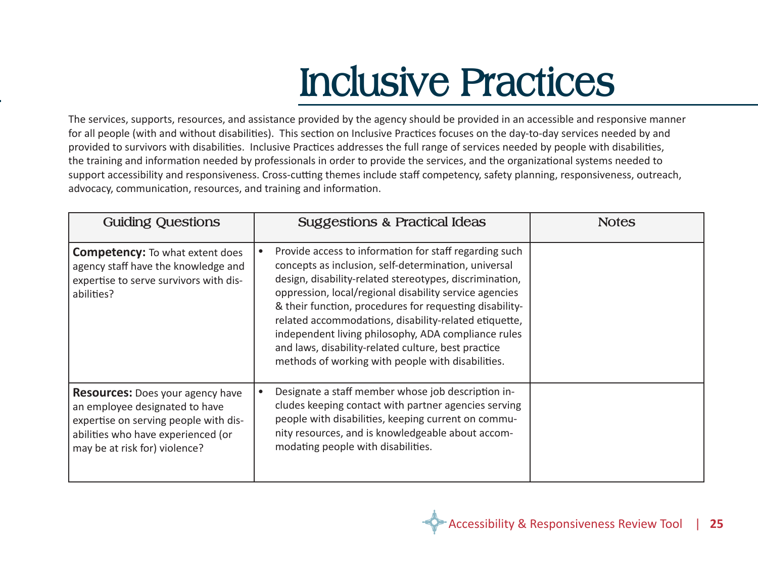# Inclusive Practices

The services, supports, resources, and assistance provided by the agency should be provided in an accessible and responsive manner for all people (with and without disabilities). This section on Inclusive Practices focuses on the day-to-day services needed by and provided to survivors with disabilities. Inclusive Practices addresses the full range of services needed by people with disabilities, the training and information needed by professionals in order to provide the services, and the organizational systems needed to support accessibility and responsiveness. Cross-cutting themes include staff competency, safety planning, responsiveness, outreach, advocacy, communication, resources, and training and information.

| Guiding Questions | Suggestions & Practical Ideas | Notes |
|---|---|---|
| **Competency:** To what extent does agency staff have the knowledge and expertise to serve survivors with disabilities? | • Provide access to information for staff regarding such concepts as inclusion, self-determination, universal design, disability-related stereotypes, discrimination, oppression, local/regional disability service agencies & their function, procedures for requesting disability-related accommodations, disability-related etiquette, independent living philosophy, ADA compliance rules and laws, disability-related culture, best practice methods of working with people with disabilities. | |
| **Resources:** Does your agency have an employee designated to have expertise on serving people with disabilities who have experienced (or may be at risk for) violence? | • Designate a staff member whose job description includes keeping contact with partner agencies serving people with disabilities, keeping current on community resources, and is knowledgeable about accommodating people with disabilities. | |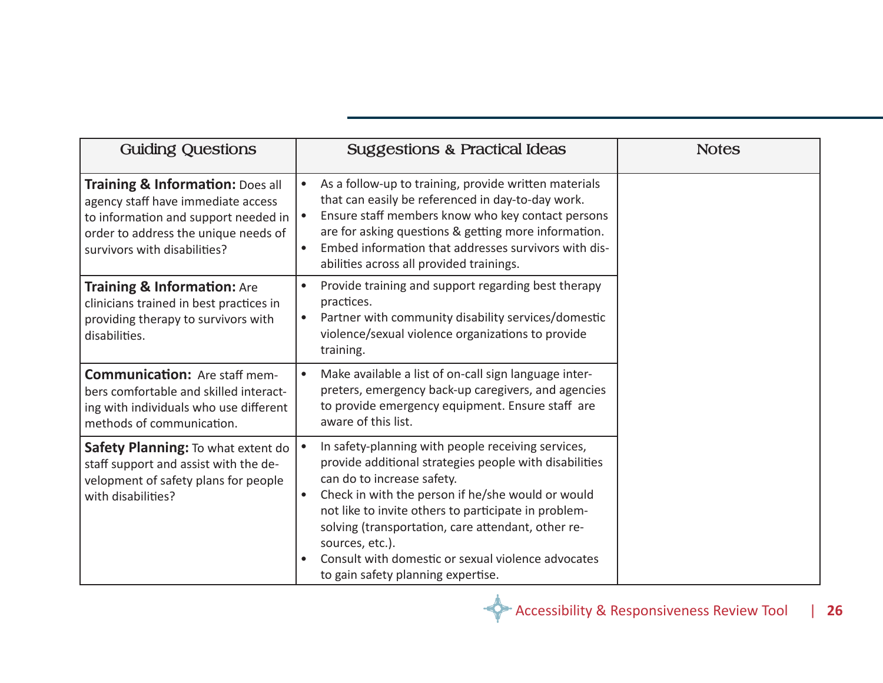| Guiding Questions | Suggestions & Practical Ideas | Notes |
|---|---|---|
| **Training & Information:** Does all agency staff have immediate access to information and support needed in order to address the unique needs of survivors with disabilities? | • As a follow-up to training, provide written materials that can easily be referenced in day-to-day work.<br>• Ensure staff members know who key contact persons are for asking questions & getting more information.<br>• Embed information that addresses survivors with disabilities across all provided trainings. | |
| **Training & Information:** Are clinicians trained in best practices in providing therapy to survivors with disabilities. | • Provide training and support regarding best therapy practices.<br>• Partner with community disability services/domestic violence/sexual violence organizations to provide training. | |
| **Communication:** Are staff members comfortable and skilled interacting with individuals who use different methods of communication. | • Make available a list of on-call sign language interpreters, emergency back-up caregivers, and agencies to provide emergency equipment. Ensure staff are aware of this list. | |
| **Safety Planning:** To what extent do staff support and assist with the development of safety plans for people with disabilities? | • In safety-planning with people receiving services, provide additional strategies people with disabilities can do to increase safety.<br>• Check in with the person if he/she would or would not like to invite others to participate in problem-solving (transportation, care attendant, other resources, etc.).<br>• Consult with domestic or sexual violence advocates to gain safety planning expertise. | |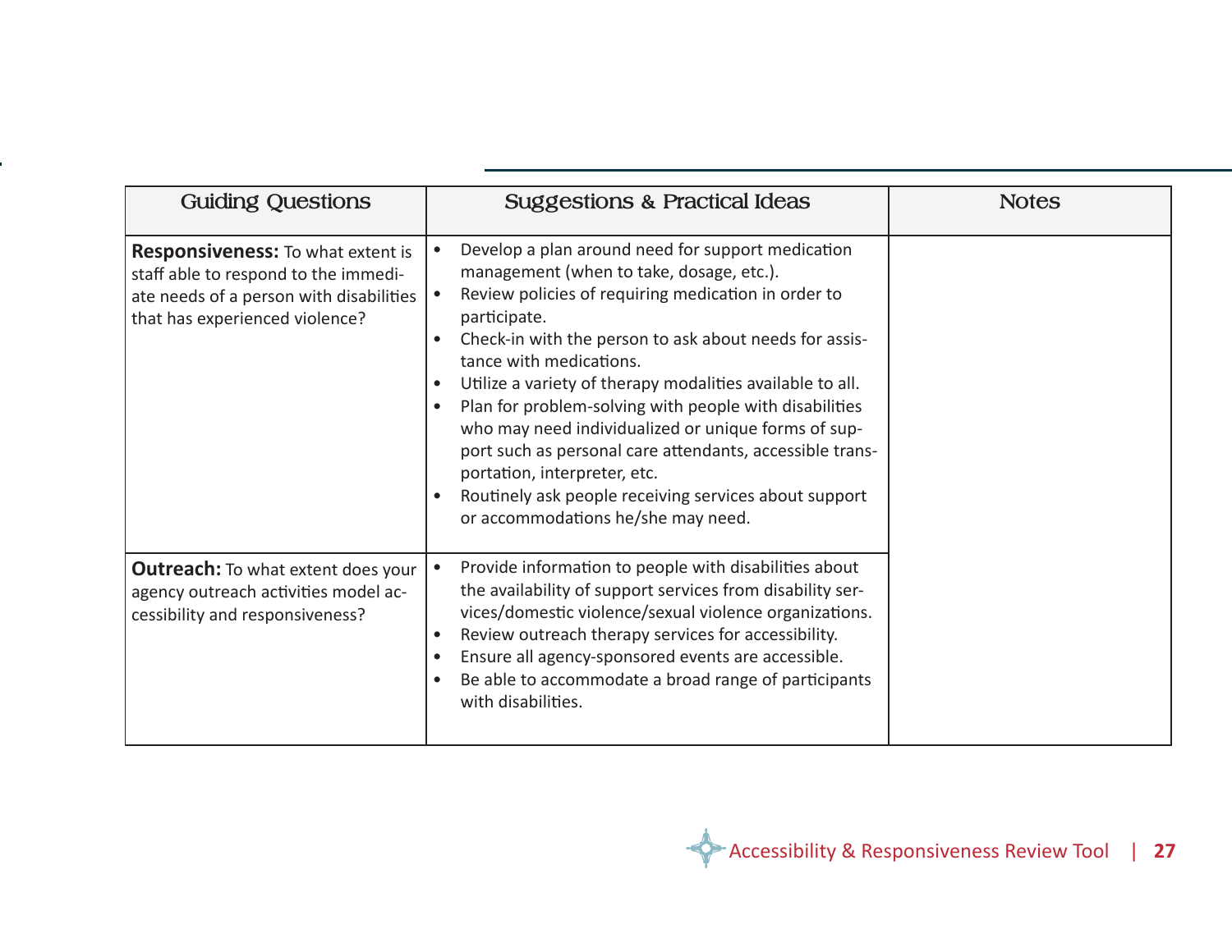| Guiding Questions | Suggestions & Practical Ideas | Notes |
|---|---|---|
| **Responsiveness:** To what extent is staff able to respond to the immediate needs of a person with disabilities that has experienced violence? | • Develop a plan around need for support medication management (when to take, dosage, etc.).<br>• Review policies of requiring medication in order to participate.<br>• Check-in with the person to ask about needs for assistance with medications.<br>• Utilize a variety of therapy modalities available to all.<br>• Plan for problem-solving with people with disabilities who may need individualized or unique forms of support such as personal care attendants, accessible transportation, interpreter, etc.<br>• Routinely ask people receiving services about support or accommodations he/she may need. | |
| **Outreach:** To what extent does your agency outreach activities model accessibility and responsiveness? | • Provide information to people with disabilities about the availability of support services from disability services/domestic violence/sexual violence organizations.<br>• Review outreach therapy services for accessibility.<br>• Ensure all agency-sponsored events are accessible.<br>• Be able to accommodate a broad range of participants with disabilities. | |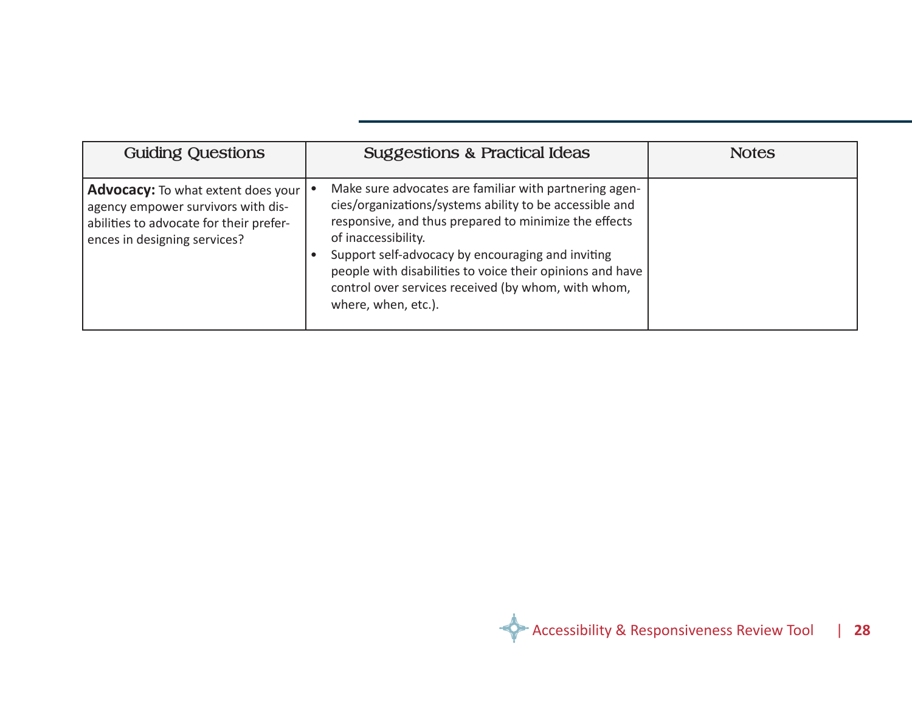| Guiding Questions | Suggestions & Practical Ideas | Notes |
|---|---|---|
| **Advocacy:** To what extent does your agency empower survivors with disabilities to advocate for their preferences in designing services? | • Make sure advocates are familiar with partnering agencies/organizations/systems ability to be accessible and responsive, and thus prepared to minimize the effects of inaccessibility.<br>• Support self-advocacy by encouraging and inviting people with disabilities to voice their opinions and have control over services received (by whom, with whom, where, when, etc.). | |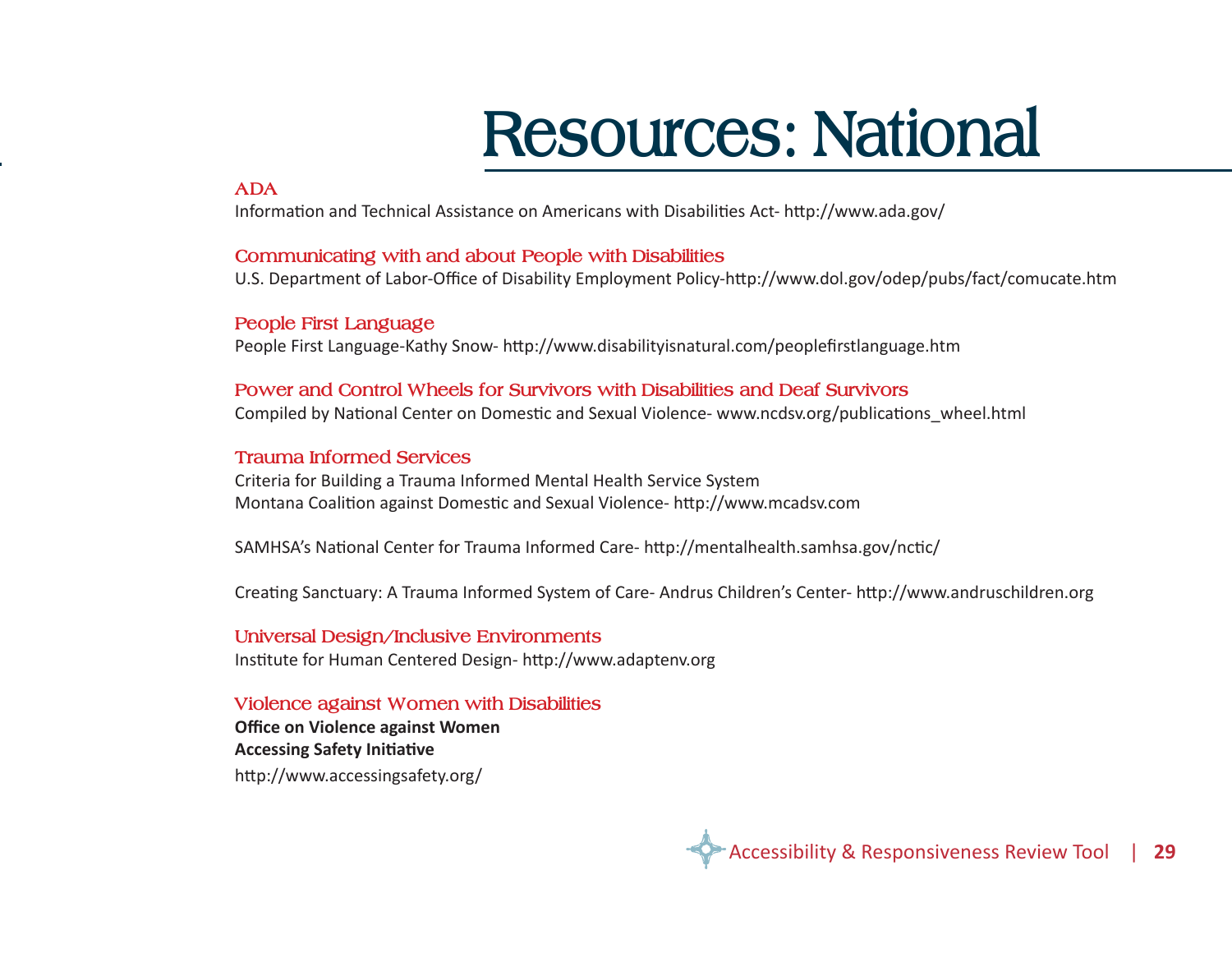# Resources: National

### ADA

Information and Technical Assistance on Americans with Disabilities Act- http://www.ada.gov/

### Communicating with and about People with Disabilities

U.S. Department of Labor-Office of Disability Employment Policy-http://www.dol.gov/odep/pubs/fact/comucate.htm

### People First Language

People First Language-Kathy Snow- http://www.disabilityisnatural.com/peoplefirstlanguage.htm

### Power and Control Wheels for Survivors with Disabilities and Deaf Survivors

Compiled by National Center on Domestic and Sexual Violence- www.ncdsv.org/publications_wheel.html

### Trauma Informed Services

Criteria for Building a Trauma Informed Mental Health Service System
Montana Coalition against Domestic and Sexual Violence- http://www.mcadsv.com

SAMHSA's National Center for Trauma Informed Care- http://mentalhealth.samhsa.gov/nctic/

Creating Sanctuary: A Trauma Informed System of Care- Andrus Children's Center- http://www.andruschildren.org

### Universal Design/Inclusive Environments

Institute for Human Centered Design- http://www.adaptenv.org

### Violence against Women with Disabilities

**Office on Violence against Women**
**Accessing Safety Initiative**
http://www.accessingsafety.org/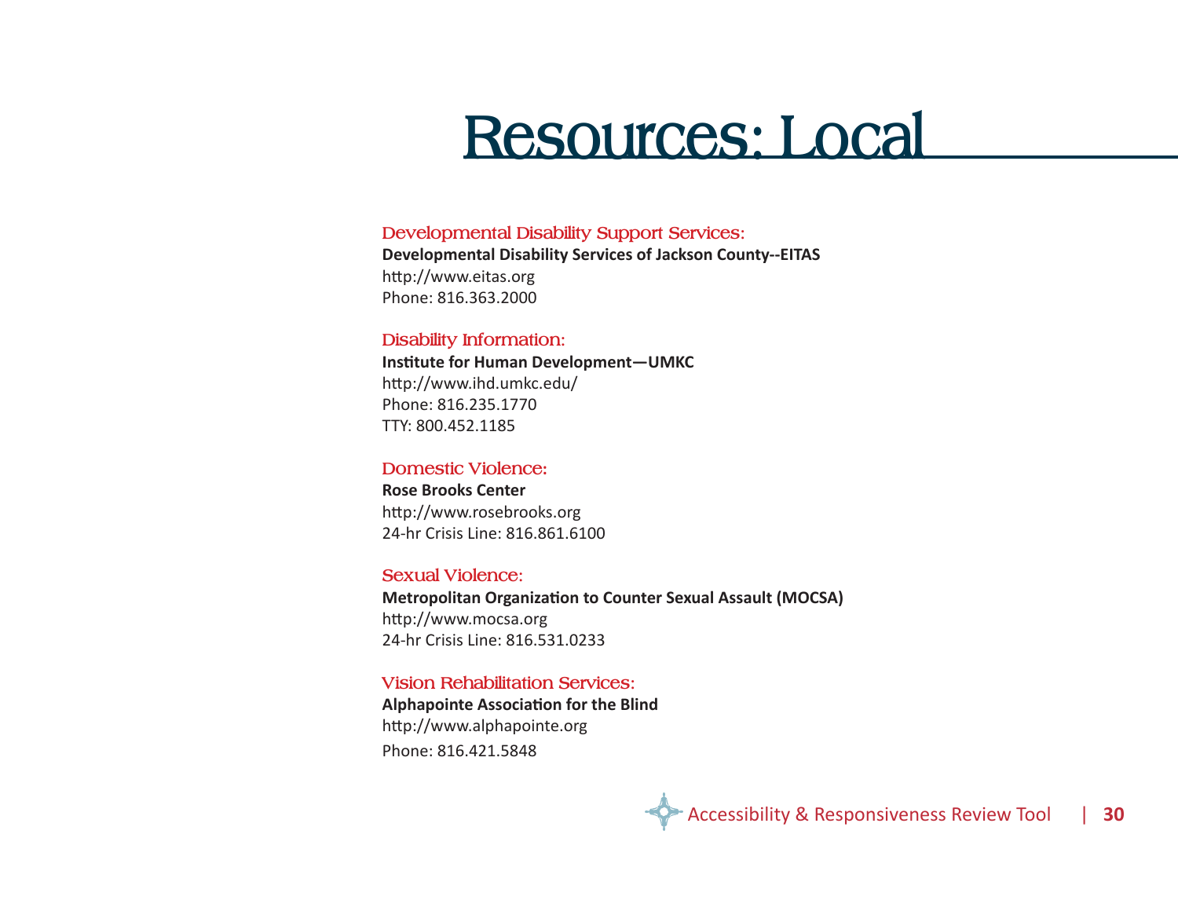# Resources: Local

## Developmental Disability Support Services:

**Developmental Disability Services of Jackson County--EITAS**
http://www.eitas.org
Phone: 816.363.2000

## Disability Information:

**Institute for Human Development—UMKC**
http://www.ihd.umkc.edu/
Phone: 816.235.1770
TTY: 800.452.1185

## Domestic Violence:

**Rose Brooks Center**
http://www.rosebrooks.org
24-hr Crisis Line: 816.861.6100

## Sexual Violence:

**Metropolitan Organization to Counter Sexual Assault (MOCSA)**
http://www.mocsa.org
24-hr Crisis Line: 816.531.0233

## Vision Rehabilitation Services:

**Alphapointe Association for the Blind**
http://www.alphapointe.org
Phone: 816.421.5848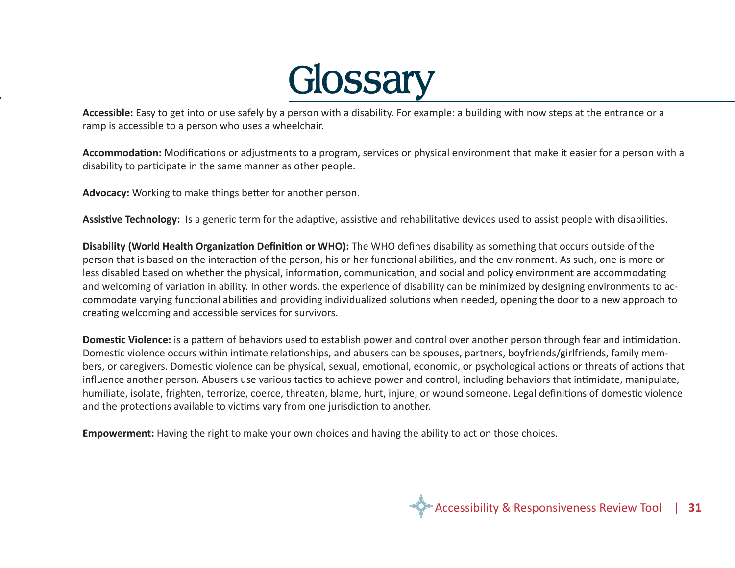# Glossary

**Accessible:** Easy to get into or use safely by a person with a disability. For example: a building with now steps at the entrance or a ramp is accessible to a person who uses a wheelchair.

**Accommodation:** Modifications or adjustments to a program, services or physical environment that make it easier for a person with a disability to participate in the same manner as other people.

**Advocacy:** Working to make things better for another person.

**Assistive Technology:** Is a generic term for the adaptive, assistive and rehabilitative devices used to assist people with disabilities.

**Disability (World Health Organization Definition or WHO):** The WHO defines disability as something that occurs outside of the person that is based on the interaction of the person, his or her functional abilities, and the environment. As such, one is more or less disabled based on whether the physical, information, communication, and social and policy environment are accommodating and welcoming of variation in ability. In other words, the experience of disability can be minimized by designing environments to accommodate varying functional abilities and providing individualized solutions when needed, opening the door to a new approach to creating welcoming and accessible services for survivors.

**Domestic Violence:** is a pattern of behaviors used to establish power and control over another person through fear and intimidation. Domestic violence occurs within intimate relationships, and abusers can be spouses, partners, boyfriends/girlfriends, family members, or caregivers. Domestic violence can be physical, sexual, emotional, economic, or psychological actions or threats of actions that influence another person. Abusers use various tactics to achieve power and control, including behaviors that intimidate, manipulate, humiliate, isolate, frighten, terrorize, coerce, threaten, blame, hurt, injure, or wound someone. Legal definitions of domestic violence and the protections available to victims vary from one jurisdiction to another.

**Empowerment:** Having the right to make your own choices and having the ability to act on those choices.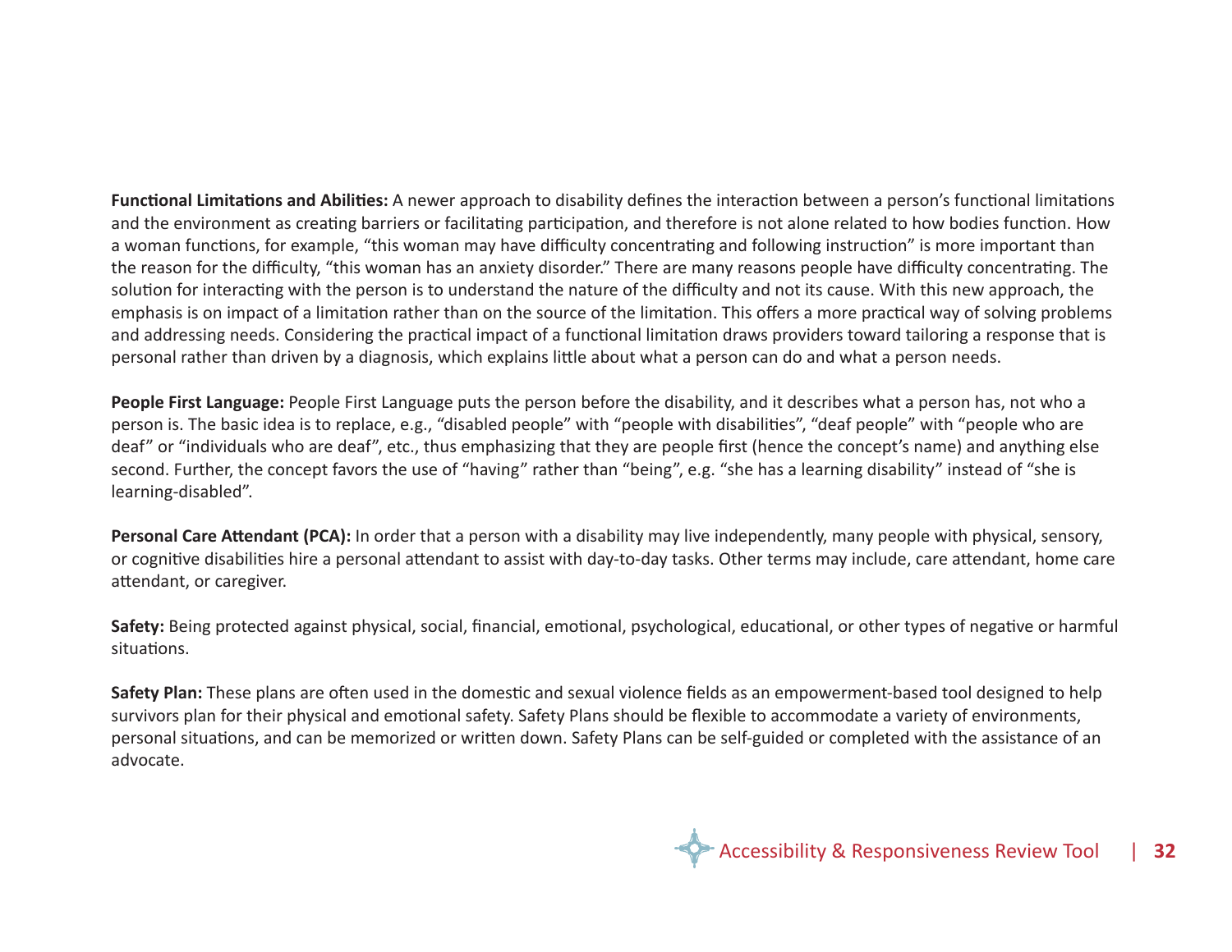**Functional Limitations and Abilities:** A newer approach to disability defines the interaction between a person's functional limitations and the environment as creating barriers or facilitating participation, and therefore is not alone related to how bodies function. How a woman functions, for example, "this woman may have difficulty concentrating and following instruction" is more important than the reason for the difficulty, "this woman has an anxiety disorder." There are many reasons people have difficulty concentrating. The solution for interacting with the person is to understand the nature of the difficulty and not its cause. With this new approach, the emphasis is on impact of a limitation rather than on the source of the limitation. This offers a more practical way of solving problems and addressing needs. Considering the practical impact of a functional limitation draws providers toward tailoring a response that is personal rather than driven by a diagnosis, which explains little about what a person can do and what a person needs.

**People First Language:** People First Language puts the person before the disability, and it describes what a person has, not who a person is. The basic idea is to replace, e.g., "disabled people" with "people with disabilities", "deaf people" with "people who are deaf" or "individuals who are deaf", etc., thus emphasizing that they are people first (hence the concept's name) and anything else second. Further, the concept favors the use of "having" rather than "being", e.g. "she has a learning disability" instead of "she is learning-disabled".

**Personal Care Attendant (PCA):** In order that a person with a disability may live independently, many people with physical, sensory, or cognitive disabilities hire a personal attendant to assist with day-to-day tasks. Other terms may include, care attendant, home care attendant, or caregiver.

**Safety:** Being protected against physical, social, financial, emotional, psychological, educational, or other types of negative or harmful situations.

**Safety Plan:** These plans are often used in the domestic and sexual violence fields as an empowerment-based tool designed to help survivors plan for their physical and emotional safety. Safety Plans should be flexible to accommodate a variety of environments, personal situations, and can be memorized or written down. Safety Plans can be self-guided or completed with the assistance of an advocate.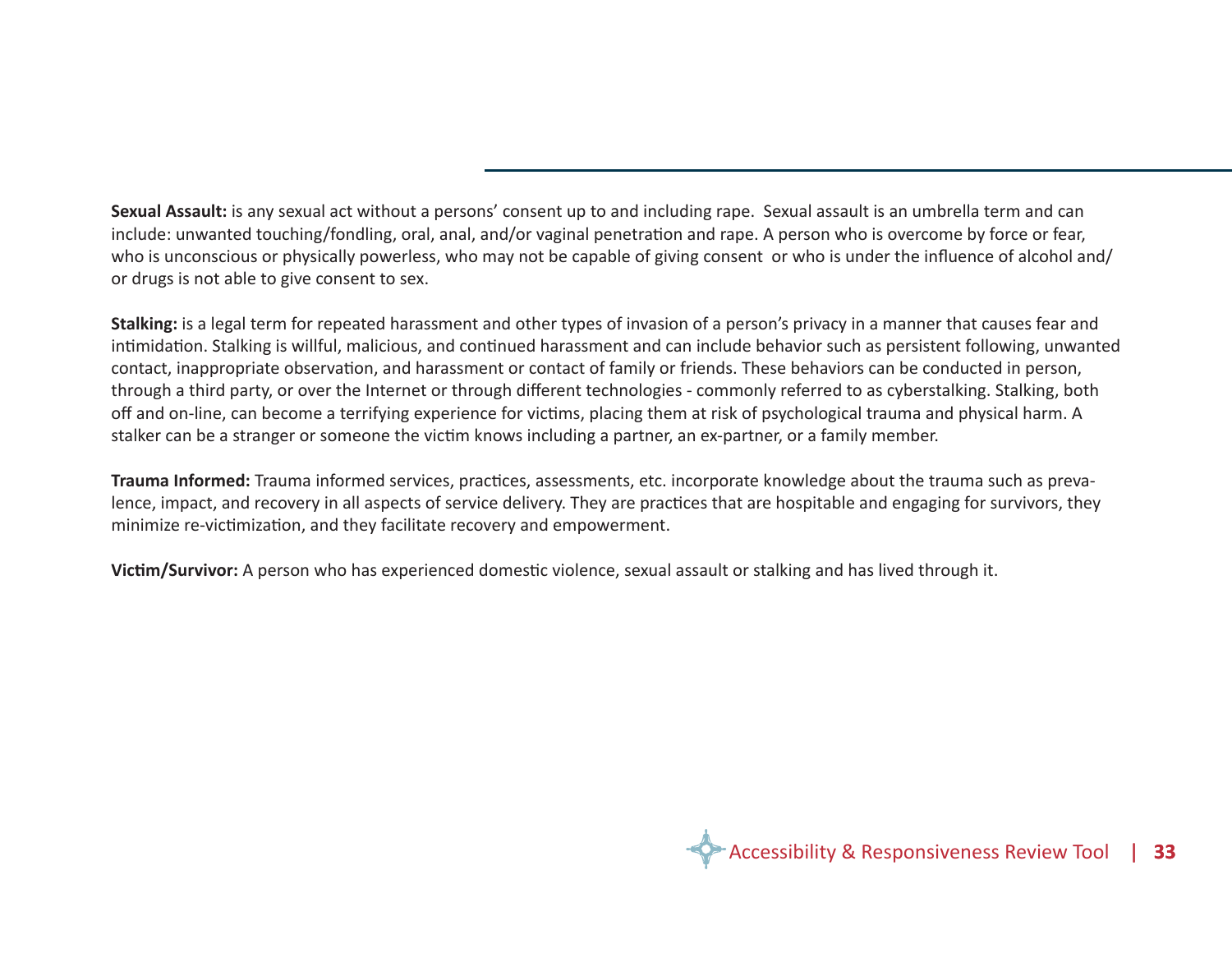**Sexual Assault:** is any sexual act without a persons' consent up to and including rape. Sexual assault is an umbrella term and can include: unwanted touching/fondling, oral, anal, and/or vaginal penetration and rape. A person who is overcome by force or fear, who is unconscious or physically powerless, who may not be capable of giving consent or who is under the influence of alcohol and/or drugs is not able to give consent to sex.

**Stalking:** is a legal term for repeated harassment and other types of invasion of a person's privacy in a manner that causes fear and intimidation. Stalking is willful, malicious, and continued harassment and can include behavior such as persistent following, unwanted contact, inappropriate observation, and harassment or contact of family or friends. These behaviors can be conducted in person, through a third party, or over the Internet or through different technologies - commonly referred to as cyberstalking. Stalking, both off and on-line, can become a terrifying experience for victims, placing them at risk of psychological trauma and physical harm. A stalker can be a stranger or someone the victim knows including a partner, an ex-partner, or a family member.

**Trauma Informed:** Trauma informed services, practices, assessments, etc. incorporate knowledge about the trauma such as prevalence, impact, and recovery in all aspects of service delivery. They are practices that are hospitable and engaging for survivors, they minimize re-victimization, and they facilitate recovery and empowerment.

**Victim/Survivor:** A person who has experienced domestic violence, sexual assault or stalking and has lived through it.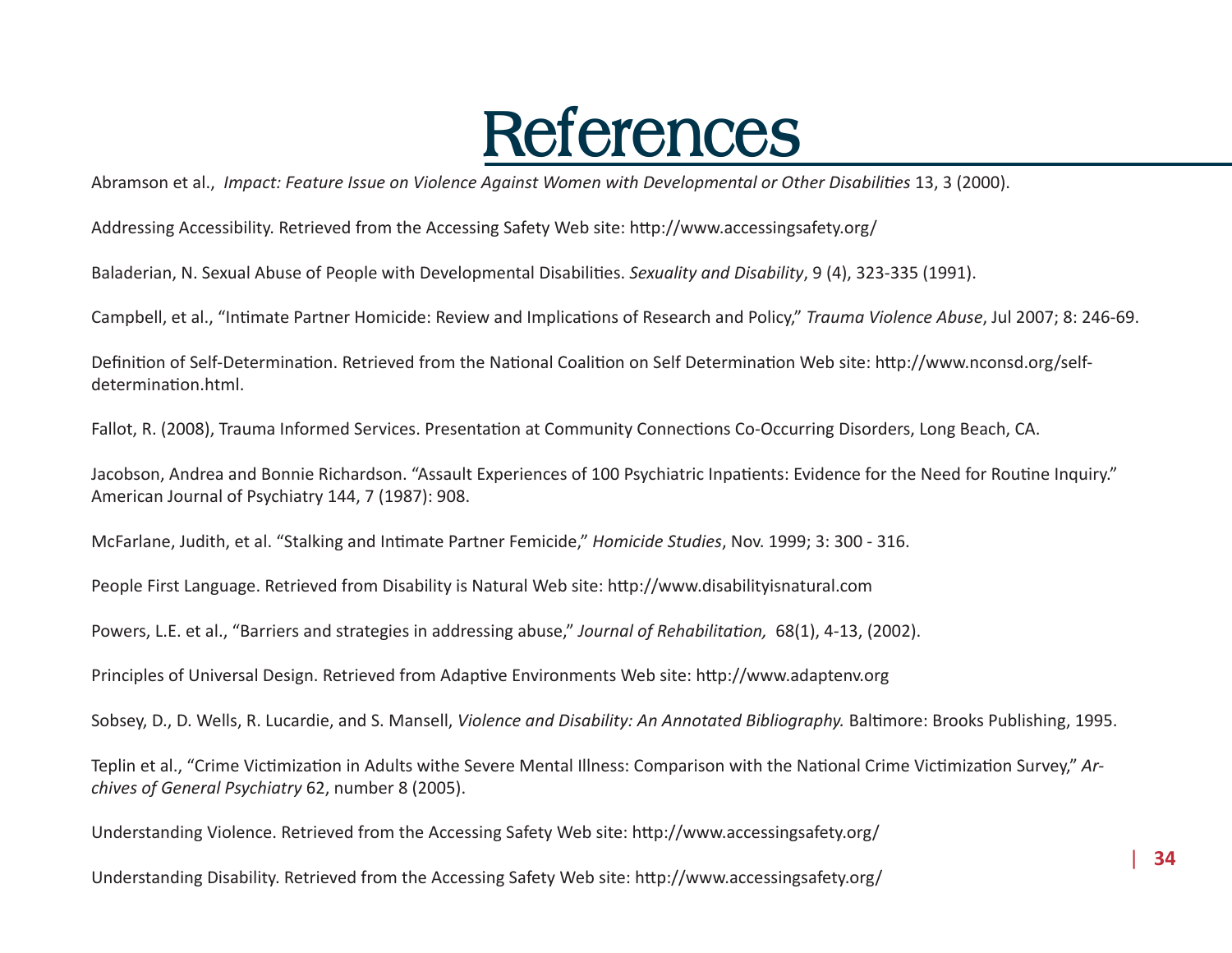# References

Abramson et al., *Impact: Feature Issue on Violence Against Women with Developmental or Other Disabilities* 13, 3 (2000).

Addressing Accessibility. Retrieved from the Accessing Safety Web site: http://www.accessingsafety.org/

Baladerian, N. Sexual Abuse of People with Developmental Disabilities. *Sexuality and Disability*, 9 (4), 323-335 (1991).

Campbell, et al., "Intimate Partner Homicide: Review and Implications of Research and Policy," *Trauma Violence Abuse*, Jul 2007; 8: 246-69.

Definition of Self-Determination. Retrieved from the National Coalition on Self Determination Web site: http://www.nconsd.org/self-determination.html.

Fallot, R. (2008), Trauma Informed Services. Presentation at Community Connections Co-Occurring Disorders, Long Beach, CA.

Jacobson, Andrea and Bonnie Richardson. "Assault Experiences of 100 Psychiatric Inpatients: Evidence for the Need for Routine Inquiry." American Journal of Psychiatry 144, 7 (1987): 908.

McFarlane, Judith, et al. "Stalking and Intimate Partner Femicide," *Homicide Studies*, Nov. 1999; 3: 300 - 316.

People First Language. Retrieved from Disability is Natural Web site: http://www.disabilityisnatural.com

Powers, L.E. et al., "Barriers and strategies in addressing abuse," *Journal of Rehabilitation,* 68(1), 4-13, (2002).

Principles of Universal Design. Retrieved from Adaptive Environments Web site: http://www.adaptenv.org

Sobsey, D., D. Wells, R. Lucardie, and S. Mansell, *Violence and Disability: An Annotated Bibliography.* Baltimore: Brooks Publishing, 1995.

Teplin et al., "Crime Victimization in Adults withe Severe Mental Illness: Comparison with the National Crime Victimization Survey," *Archives of General Psychiatry* 62, number 8 (2005).

Understanding Violence. Retrieved from the Accessing Safety Web site: http://www.accessingsafety.org/

Understanding Disability. Retrieved from the Accessing Safety Web site: http://www.accessingsafety.org/